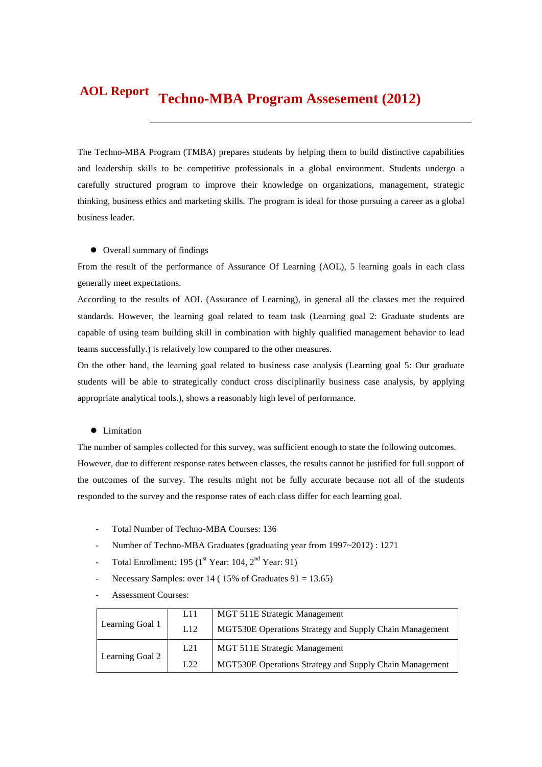# **AOL Report** Techno-MBA Program Assesement (2012)

The Techno-MBA Program (TMBA) prepares students by helping them to build distinctive capabilities and leadership skills to be competitive professionals in a global environment. Students undergo a carefully structured program to improve their knowledge on organizations, management, strategic thinking, business ethics and marketing skills. The program is ideal for those pursuing a career as a global business leader.

- Overall summary of findings

From the result of the performance of Assurance Of Learning (AOL), 5 learning goals in each class generally meet expectations.

According to the results of AOL (Assurance of Learning), in general all the classes met the required standards. However, the learning goal related to team task (Learning goal 2: Graduate students are capable of using team building skill in combination with highly qualified management behavior to lead teams successfully.) is relatively low compared to the other measures.

On the other hand, the learning goal related to business case analysis (Learning goal 5: Our graduate students will be able to strategically conduct cross disciplinarily business case analysis, by applying appropriate analytical tools.), shows a reasonably high level of performance.

- Limitation

The number of samples collected for this survey, was sufficient enough to state the following outcomes. However, due to different response rates between classes, the results cannot be justified for full support of the outcomes of the survey. The results might not be fully accurate because not all of the students responded to the survey and the response rates of each class differ for each learning goal.

- Total Number of Techno-MBA Courses: 136
- Number of Techno-MBA Graduates (graduating year from 1997~2012) : 1271
- Total Enrollment: 195 (1st Year: 104, 2nd Year: 91)
- Necessary Samples: over 14 ( 15% of Graduates 91 = 13.65)
- Assessment Courses:

| | | |
|---|---|---|
| Learning Goal 1 | L11 | MGT 511E Strategic Management |
| | L12 | MGT530E Operations Strategy and Supply Chain Management |
| Learning Goal 2 | L21 | MGT 511E Strategic Management |
| | L22 | MGT530E Operations Strategy and Supply Chain Management |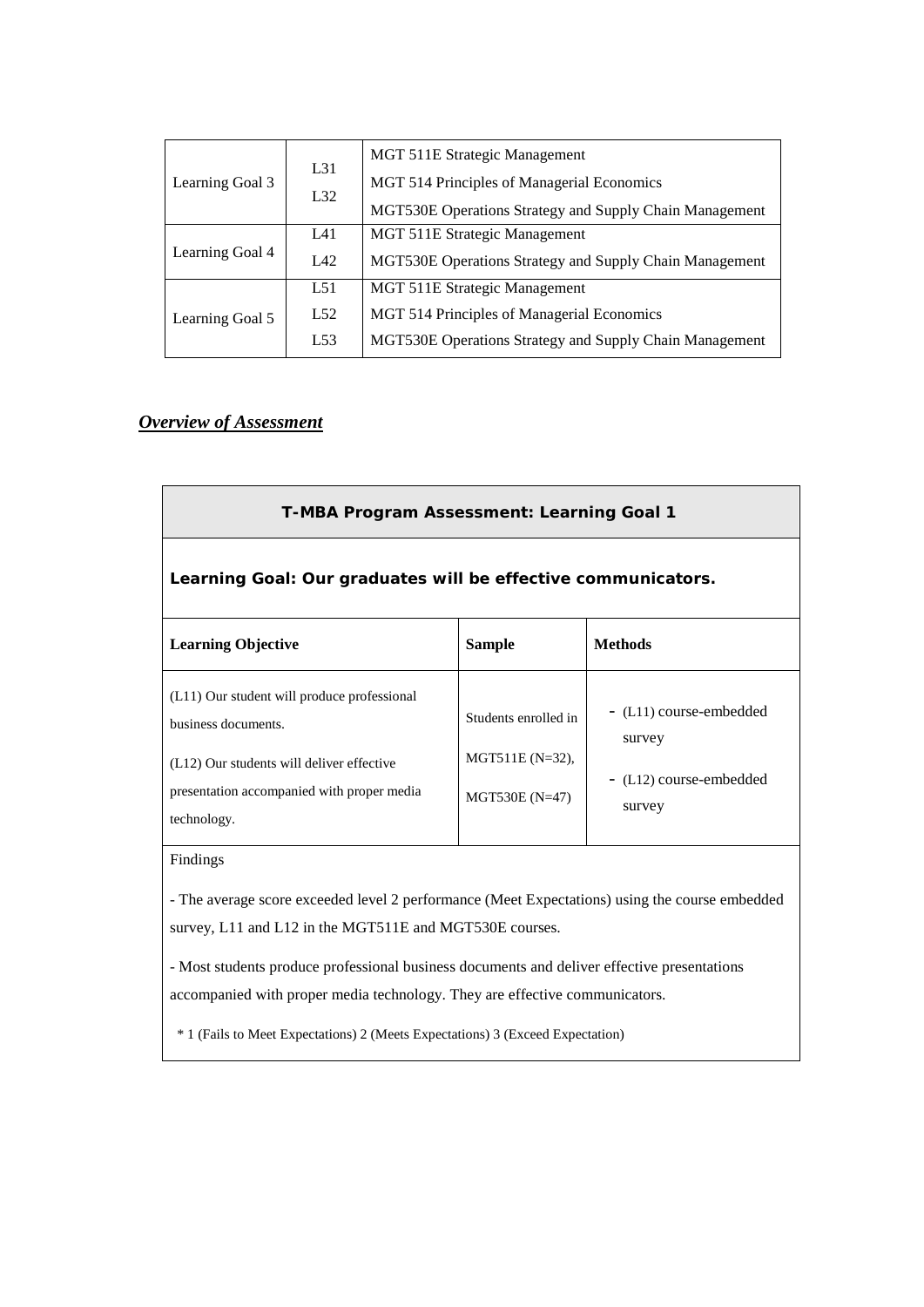| | | |
|---|---|---|
| Learning Goal 3 | L31<br>L32 | MGT 511E Strategic Management<br>MGT 514 Principles of Managerial Economics<br>MGT530E Operations Strategy and Supply Chain Management |
| Learning Goal 4 | L41<br>L42 | MGT 511E Strategic Management<br>MGT530E Operations Strategy and Supply Chain Management |
| Learning Goal 5 | L51<br>L52<br>L53 | MGT 511E Strategic Management<br>MGT 514 Principles of Managerial Economics<br>MGT530E Operations Strategy and Supply Chain Management |

***Overview of Assessment***

**T-MBA Program Assessment: Learning Goal 1**

**Learning Goal: Our graduates will be effective communicators.**

| Learning Objective | Sample | Methods |
|---|---|---|
| (L11) Our student will produce professional business documents.<br>(L12) Our students will deliver effective presentation accompanied with proper media technology. | Students enrolled in MGT511E (N=32), MGT530E (N=47) | - (L11) course-embedded survey<br>- (L12) course-embedded survey |

Findings

- The average score exceeded level 2 performance (Meet Expectations) using the course embedded survey, L11 and L12 in the MGT511E and MGT530E courses.

- Most students produce professional business documents and deliver effective presentations accompanied with proper media technology. They are effective communicators.

* 1 (Fails to Meet Expectations) 2 (Meets Expectations) 3 (Exceed Expectation)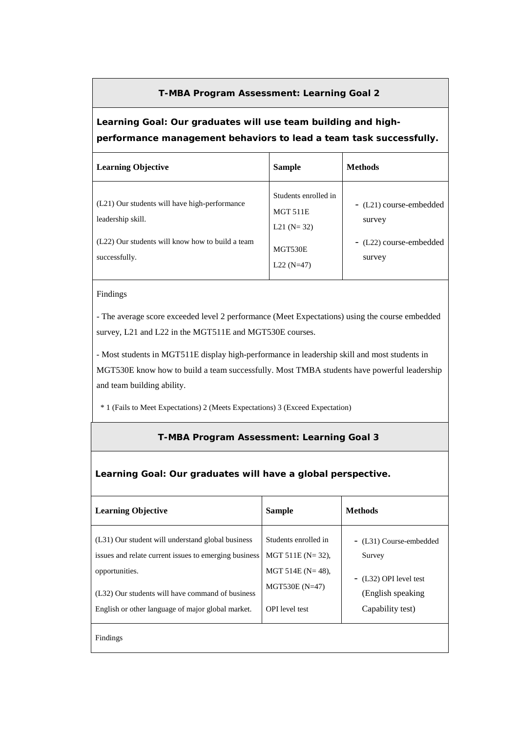## T-MBA Program Assessment: Learning Goal 2

**Learning Goal: Our graduates will use team building and high-performance management behaviors to lead a team task successfully.**

| Learning Objective | Sample | Methods |
|---|---|---|
| (L21) Our students will have high-performance leadership skill.<br><br>(L22) Our students will know how to build a team successfully. | Students enrolled in MGT 511E<br>L21 (N= 32)<br><br>MGT530E<br>L22 (N=47) | - (L21) course-embedded survey<br><br>- (L22) course-embedded survey |

Findings

- The average score exceeded level 2 performance (Meet Expectations) using the course embedded survey, L21 and L22 in the MGT511E and MGT530E courses.

- Most students in MGT511E display high-performance in leadership skill and most students in MGT530E know how to build a team successfully. Most TMBA students have powerful leadership and team building ability.

\* 1 (Fails to Meet Expectations) 2 (Meets Expectations) 3 (Exceed Expectation)

## T-MBA Program Assessment: Learning Goal 3

**Learning Goal: Our graduates will have a global perspective.**

| Learning Objective | Sample | Methods |
|---|---|---|
| (L31) Our student will understand global business issues and relate current issues to emerging business opportunities.<br><br>(L32) Our students will have command of business English or other language of major global market. | Students enrolled in MGT 511E (N= 32), MGT 514E (N= 48), MGT530E (N=47)<br><br>OPI level test | - (L31) Course-embedded Survey<br><br>- (L32) OPI level test (English speaking Capability test) |

Findings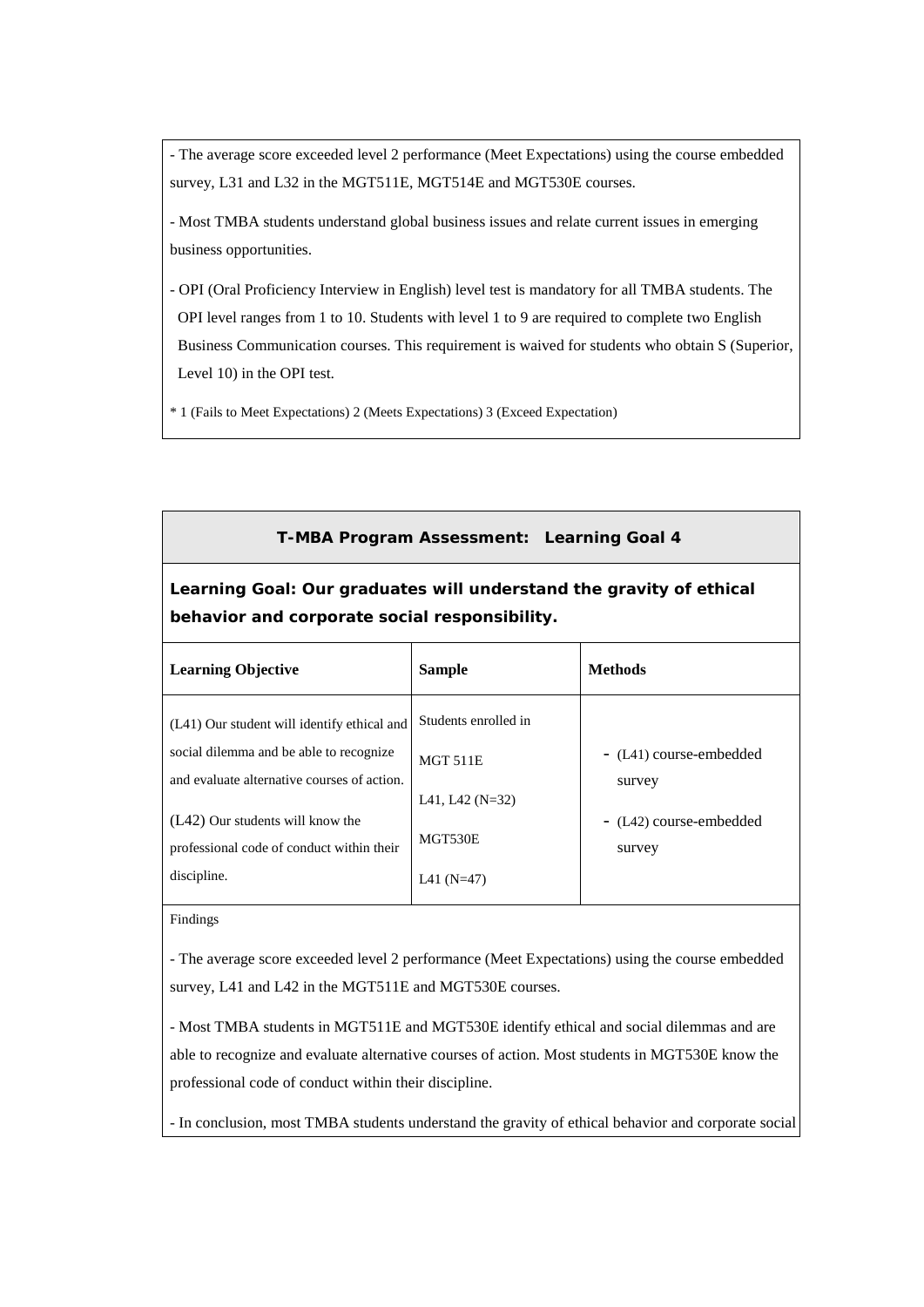- The average score exceeded level 2 performance (Meet Expectations) using the course embedded survey, L31 and L32 in the MGT511E, MGT514E and MGT530E courses.

- Most TMBA students understand global business issues and relate current issues in emerging business opportunities.

- OPI (Oral Proficiency Interview in English) level test is mandatory for all TMBA students. The OPI level ranges from 1 to 10. Students with level 1 to 9 are required to complete two English Business Communication courses. This requirement is waived for students who obtain S (Superior, Level 10) in the OPI test.

* 1 (Fails to Meet Expectations) 2 (Meets Expectations) 3 (Exceed Expectation)

## T-MBA Program Assessment: Learning Goal 4

**Learning Goal: Our graduates will understand the gravity of ethical behavior and corporate social responsibility.**

| Learning Objective | Sample | Methods |
|---|---|---|
| (L41) Our student will identify ethical and social dilemma and be able to recognize and evaluate alternative courses of action.<br>(L42) Our students will know the professional code of conduct within their discipline. | Students enrolled in<br>MGT 511E<br>L41, L42 (N=32)<br>MGT530E<br>L41 (N=47) | - (L41) course-embedded survey<br>- (L42) course-embedded survey |

Findings

- The average score exceeded level 2 performance (Meet Expectations) using the course embedded survey, L41 and L42 in the MGT511E and MGT530E courses.

- Most TMBA students in MGT511E and MGT530E identify ethical and social dilemmas and are able to recognize and evaluate alternative courses of action. Most students in MGT530E know the professional code of conduct within their discipline.

- In conclusion, most TMBA students understand the gravity of ethical behavior and corporate social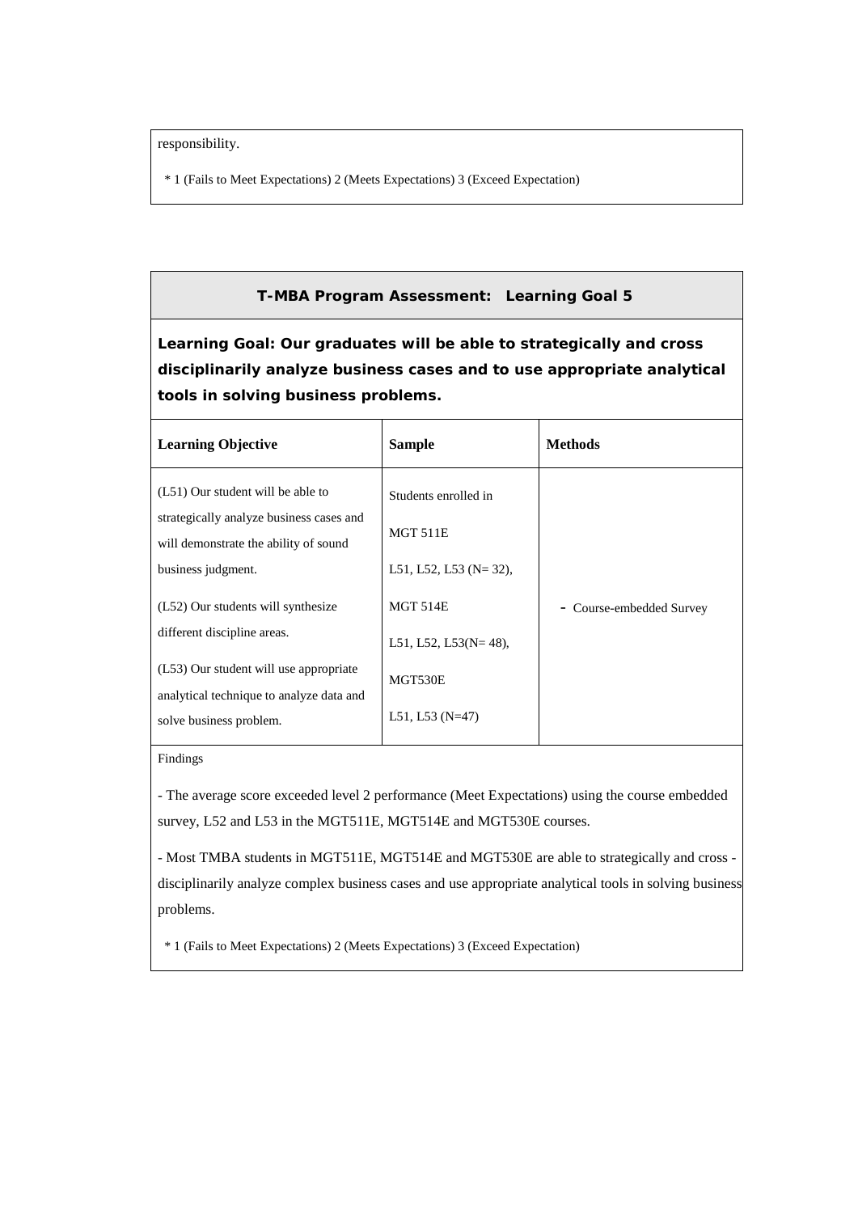responsibility.

* 1 (Fails to Meet Expectations) 2 (Meets Expectations) 3 (Exceed Expectation)

## T-MBA Program Assessment: Learning Goal 5

**Learning Goal: Our graduates will be able to strategically and cross disciplinarily analyze business cases and to use appropriate analytical tools in solving business problems.**

| Learning Objective | Sample | Methods |
|---|---|---|
| (L51) Our student will be able to strategically analyze business cases and will demonstrate the ability of sound business judgment.<br><br>(L52) Our students will synthesize different discipline areas.<br><br>(L53) Our student will use appropriate analytical technique to analyze data and solve business problem. | Students enrolled in<br><br>MGT 511E<br><br>L51, L52, L53 (N= 32),<br><br>MGT 514E<br><br>L51, L52, L53(N= 48),<br><br>MGT530E<br><br>L51, L53 (N=47) | - Course-embedded Survey |

Findings

- The average score exceeded level 2 performance (Meet Expectations) using the course embedded survey, L52 and L53 in the MGT511E, MGT514E and MGT530E courses.

- Most TMBA students in MGT511E, MGT514E and MGT530E are able to strategically and cross - disciplinarily analyze complex business cases and use appropriate analytical tools in solving business problems.

* 1 (Fails to Meet Expectations) 2 (Meets Expectations) 3 (Exceed Expectation)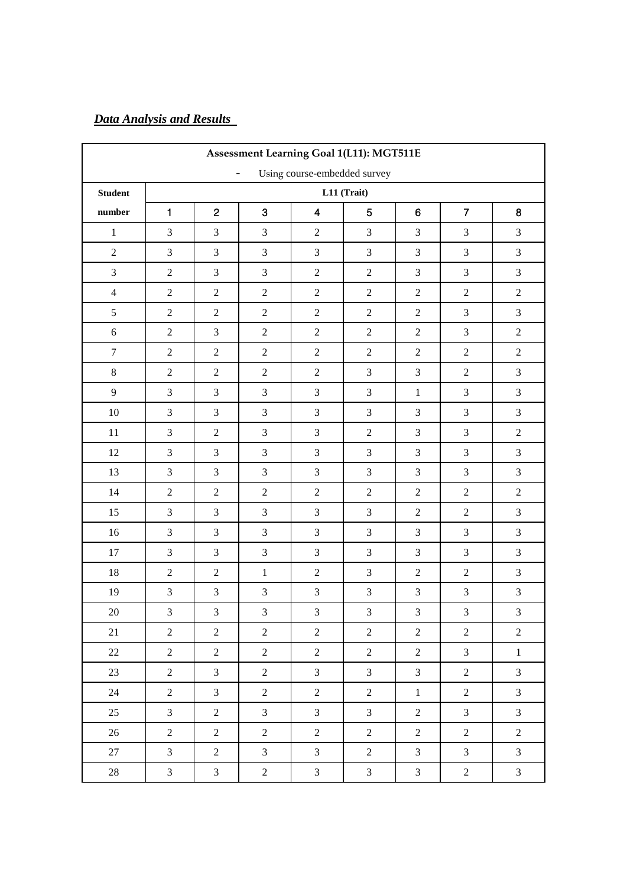***Data Analysis and Results***

| Assessment Learning Goal 1(L11): MGT511E<br>- Using course-embedded survey | | | | | | | | |
|---|---|---|---|---|---|---|---|---|
| **Student** | **L11 (Trait)** | | | | | | | |
| **number** | 1 | 2 | 3 | 4 | 5 | 6 | 7 | 8 |
| 1 | 3 | 3 | 3 | 2 | 3 | 3 | 3 | 3 |
| 2 | 3 | 3 | 3 | 3 | 3 | 3 | 3 | 3 |
| 3 | 2 | 3 | 3 | 2 | 2 | 3 | 3 | 3 |
| 4 | 2 | 2 | 2 | 2 | 2 | 2 | 2 | 2 |
| 5 | 2 | 2 | 2 | 2 | 2 | 2 | 3 | 3 |
| 6 | 2 | 3 | 2 | 2 | 2 | 2 | 3 | 2 |
| 7 | 2 | 2 | 2 | 2 | 2 | 2 | 2 | 2 |
| 8 | 2 | 2 | 2 | 2 | 3 | 3 | 2 | 3 |
| 9 | 3 | 3 | 3 | 3 | 3 | 1 | 3 | 3 |
| 10 | 3 | 3 | 3 | 3 | 3 | 3 | 3 | 3 |
| 11 | 3 | 2 | 3 | 3 | 2 | 3 | 3 | 2 |
| 12 | 3 | 3 | 3 | 3 | 3 | 3 | 3 | 3 |
| 13 | 3 | 3 | 3 | 3 | 3 | 3 | 3 | 3 |
| 14 | 2 | 2 | 2 | 2 | 2 | 2 | 2 | 2 |
| 15 | 3 | 3 | 3 | 3 | 3 | 2 | 2 | 3 |
| 16 | 3 | 3 | 3 | 3 | 3 | 3 | 3 | 3 |
| 17 | 3 | 3 | 3 | 3 | 3 | 3 | 3 | 3 |
| 18 | 2 | 2 | 1 | 2 | 3 | 2 | 2 | 3 |
| 19 | 3 | 3 | 3 | 3 | 3 | 3 | 3 | 3 |
| 20 | 3 | 3 | 3 | 3 | 3 | 3 | 3 | 3 |
| 21 | 2 | 2 | 2 | 2 | 2 | 2 | 2 | 2 |
| 22 | 2 | 2 | 2 | 2 | 2 | 2 | 3 | 1 |
| 23 | 2 | 3 | 2 | 3 | 3 | 3 | 2 | 3 |
| 24 | 2 | 3 | 2 | 2 | 2 | 1 | 2 | 3 |
| 25 | 3 | 2 | 3 | 3 | 3 | 2 | 3 | 3 |
| 26 | 2 | 2 | 2 | 2 | 2 | 2 | 2 | 2 |
| 27 | 3 | 2 | 3 | 3 | 2 | 3 | 3 | 3 |
| 28 | 3 | 3 | 2 | 3 | 3 | 3 | 2 | 3 |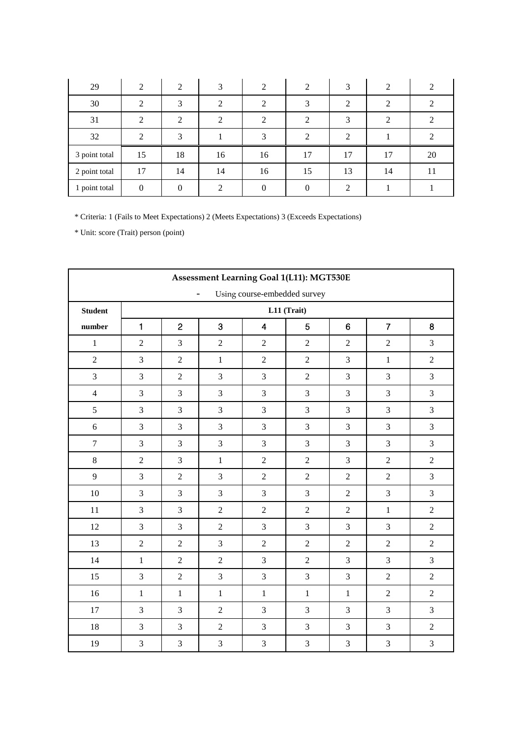| 29 | 2 | 2 | 3 | 2 | 2 | 3 | 2 | 2 |
|---|---|---|---|---|---|---|---|---|
| 30 | 2 | 3 | 2 | 2 | 3 | 2 | 2 | 2 |
| 31 | 2 | 2 | 2 | 2 | 2 | 3 | 2 | 2 |
| 32 | 2 | 3 | 1 | 3 | 2 | 2 | 1 | 2 |
| 3 point total | 15 | 18 | 16 | 16 | 17 | 17 | 17 | 20 |
| 2 point total | 17 | 14 | 14 | 16 | 15 | 13 | 14 | 11 |
| 1 point total | 0 | 0 | 2 | 0 | 0 | 2 | 1 | 1 |

* Criteria: 1 (Fails to Meet Expectations) 2 (Meets Expectations) 3 (Exceeds Expectations)

* Unit: score (Trait) person (point)

**Assessment Learning Goal 1(L11): MGT530E**

- Using course-embedded survey

| Student number | L11 (Trait) | | | | | | | |
|---|---|---|---|---|---|---|---|---|
| | 1 | 2 | 3 | 4 | 5 | 6 | 7 | 8 |
| 1 | 2 | 3 | 2 | 2 | 2 | 2 | 2 | 3 |
| 2 | 3 | 2 | 1 | 2 | 2 | 3 | 1 | 2 |
| 3 | 3 | 2 | 3 | 3 | 2 | 3 | 3 | 3 |
| 4 | 3 | 3 | 3 | 3 | 3 | 3 | 3 | 3 |
| 5 | 3 | 3 | 3 | 3 | 3 | 3 | 3 | 3 |
| 6 | 3 | 3 | 3 | 3 | 3 | 3 | 3 | 3 |
| 7 | 3 | 3 | 3 | 3 | 3 | 3 | 3 | 3 |
| 8 | 2 | 3 | 1 | 2 | 2 | 3 | 2 | 2 |
| 9 | 3 | 2 | 3 | 2 | 2 | 2 | 2 | 3 |
| 10 | 3 | 3 | 3 | 3 | 3 | 2 | 3 | 3 |
| 11 | 3 | 3 | 2 | 2 | 2 | 2 | 1 | 2 |
| 12 | 3 | 3 | 2 | 3 | 3 | 3 | 3 | 2 |
| 13 | 2 | 2 | 3 | 2 | 2 | 2 | 2 | 2 |
| 14 | 1 | 2 | 2 | 3 | 2 | 3 | 3 | 3 |
| 15 | 3 | 2 | 3 | 3 | 3 | 3 | 2 | 2 |
| 16 | 1 | 1 | 1 | 1 | 1 | 1 | 2 | 2 |
| 17 | 3 | 3 | 2 | 3 | 3 | 3 | 3 | 3 |
| 18 | 3 | 3 | 2 | 3 | 3 | 3 | 3 | 2 |
| 19 | 3 | 3 | 3 | 3 | 3 | 3 | 3 | 3 |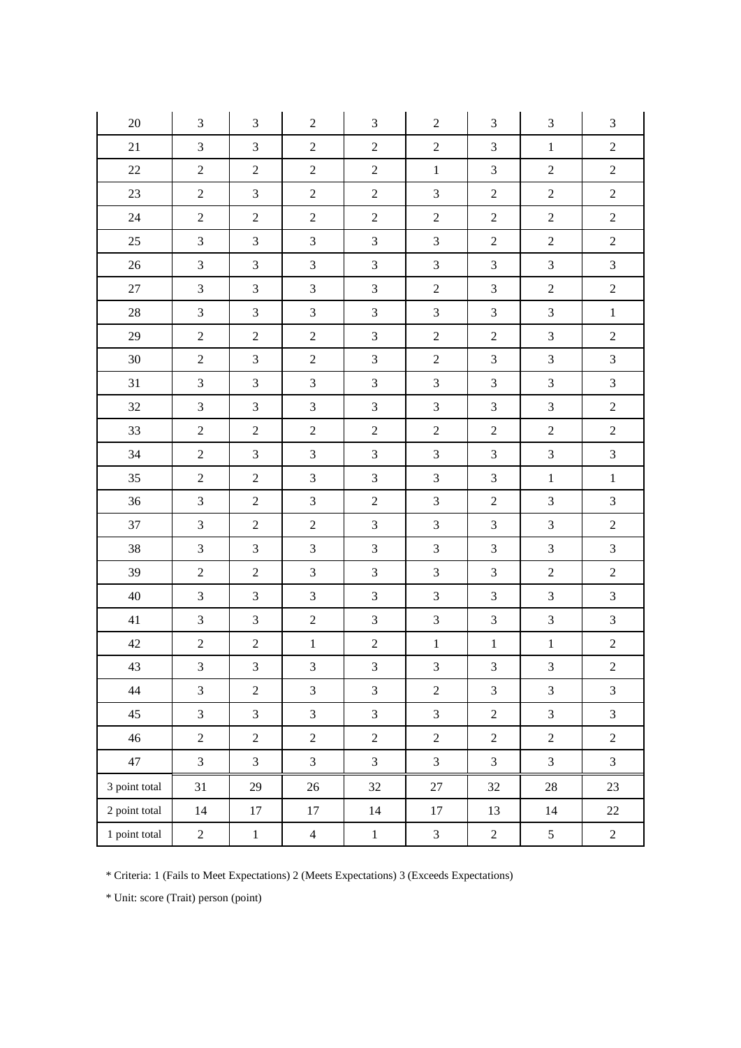| 20 | 3 | 3 | 2 | 3 | 2 | 3 | 3 | 3 |
|---|---|---|---|---|---|---|---|---|
| 21 | 3 | 3 | 2 | 2 | 2 | 3 | 1 | 2 |
| 22 | 2 | 2 | 2 | 2 | 1 | 3 | 2 | 2 |
| 23 | 2 | 3 | 2 | 2 | 3 | 2 | 2 | 2 |
| 24 | 2 | 2 | 2 | 2 | 2 | 2 | 2 | 2 |
| 25 | 3 | 3 | 3 | 3 | 3 | 2 | 2 | 2 |
| 26 | 3 | 3 | 3 | 3 | 3 | 3 | 3 | 3 |
| 27 | 3 | 3 | 3 | 3 | 2 | 3 | 2 | 2 |
| 28 | 3 | 3 | 3 | 3 | 3 | 3 | 3 | 1 |
| 29 | 2 | 2 | 2 | 3 | 2 | 2 | 3 | 2 |
| 30 | 2 | 3 | 2 | 3 | 2 | 3 | 3 | 3 |
| 31 | 3 | 3 | 3 | 3 | 3 | 3 | 3 | 3 |
| 32 | 3 | 3 | 3 | 3 | 3 | 3 | 3 | 2 |
| 33 | 2 | 2 | 2 | 2 | 2 | 2 | 2 | 2 |
| 34 | 2 | 3 | 3 | 3 | 3 | 3 | 3 | 3 |
| 35 | 2 | 2 | 3 | 3 | 3 | 3 | 1 | 1 |
| 36 | 3 | 2 | 3 | 2 | 3 | 2 | 3 | 3 |
| 37 | 3 | 2 | 2 | 3 | 3 | 3 | 3 | 2 |
| 38 | 3 | 3 | 3 | 3 | 3 | 3 | 3 | 3 |
| 39 | 2 | 2 | 3 | 3 | 3 | 3 | 2 | 2 |
| 40 | 3 | 3 | 3 | 3 | 3 | 3 | 3 | 3 |
| 41 | 3 | 3 | 2 | 3 | 3 | 3 | 3 | 3 |
| 42 | 2 | 2 | 1 | 2 | 1 | 1 | 1 | 2 |
| 43 | 3 | 3 | 3 | 3 | 3 | 3 | 3 | 2 |
| 44 | 3 | 2 | 3 | 3 | 2 | 3 | 3 | 3 |
| 45 | 3 | 3 | 3 | 3 | 3 | 2 | 3 | 3 |
| 46 | 2 | 2 | 2 | 2 | 2 | 2 | 2 | 2 |
| 47 | 3 | 3 | 3 | 3 | 3 | 3 | 3 | 3 |
| 3 point total | 31 | 29 | 26 | 32 | 27 | 32 | 28 | 23 |
| 2 point total | 14 | 17 | 17 | 14 | 17 | 13 | 14 | 22 |
| 1 point total | 2 | 1 | 4 | 1 | 3 | 2 | 5 | 2 |

* Criteria: 1 (Fails to Meet Expectations) 2 (Meets Expectations) 3 (Exceeds Expectations)

* Unit: score (Trait) person (point)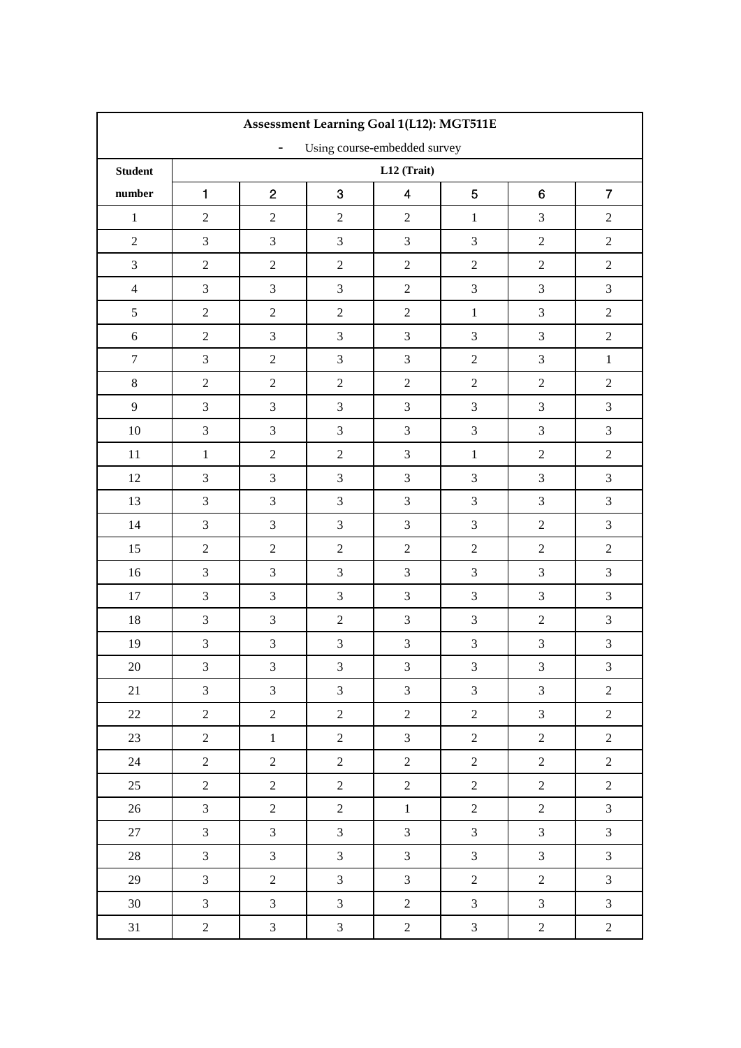| Assessment Learning Goal 1(L12): MGT511E | | | | | | | |
|---|---|---|---|---|---|---|---|
| - Using course-embedded survey | | | | | | | |
| Student number | L12 (Trait) | | | | | | |
| | 1 | 2 | 3 | 4 | 5 | 6 | 7 |
| 1 | 2 | 2 | 2 | 2 | 1 | 3 | 2 |
| 2 | 3 | 3 | 3 | 3 | 3 | 2 | 2 |
| 3 | 2 | 2 | 2 | 2 | 2 | 2 | 2 |
| 4 | 3 | 3 | 3 | 2 | 3 | 3 | 3 |
| 5 | 2 | 2 | 2 | 2 | 1 | 3 | 2 |
| 6 | 2 | 3 | 3 | 3 | 3 | 3 | 2 |
| 7 | 3 | 2 | 3 | 3 | 2 | 3 | 1 |
| 8 | 2 | 2 | 2 | 2 | 2 | 2 | 2 |
| 9 | 3 | 3 | 3 | 3 | 3 | 3 | 3 |
| 10 | 3 | 3 | 3 | 3 | 3 | 3 | 3 |
| 11 | 1 | 2 | 2 | 3 | 1 | 2 | 2 |
| 12 | 3 | 3 | 3 | 3 | 3 | 3 | 3 |
| 13 | 3 | 3 | 3 | 3 | 3 | 3 | 3 |
| 14 | 3 | 3 | 3 | 3 | 3 | 2 | 3 |
| 15 | 2 | 2 | 2 | 2 | 2 | 2 | 2 |
| 16 | 3 | 3 | 3 | 3 | 3 | 3 | 3 |
| 17 | 3 | 3 | 3 | 3 | 3 | 3 | 3 |
| 18 | 3 | 3 | 2 | 3 | 3 | 2 | 3 |
| 19 | 3 | 3 | 3 | 3 | 3 | 3 | 3 |
| 20 | 3 | 3 | 3 | 3 | 3 | 3 | 3 |
| 21 | 3 | 3 | 3 | 3 | 3 | 3 | 2 |
| 22 | 2 | 2 | 2 | 2 | 2 | 3 | 2 |
| 23 | 2 | 1 | 2 | 3 | 2 | 2 | 2 |
| 24 | 2 | 2 | 2 | 2 | 2 | 2 | 2 |
| 25 | 2 | 2 | 2 | 2 | 2 | 2 | 2 |
| 26 | 3 | 2 | 2 | 1 | 2 | 2 | 3 |
| 27 | 3 | 3 | 3 | 3 | 3 | 3 | 3 |
| 28 | 3 | 3 | 3 | 3 | 3 | 3 | 3 |
| 29 | 3 | 2 | 3 | 3 | 2 | 2 | 3 |
| 30 | 3 | 3 | 3 | 2 | 3 | 3 | 3 |
| 31 | 2 | 3 | 3 | 2 | 3 | 2 | 2 |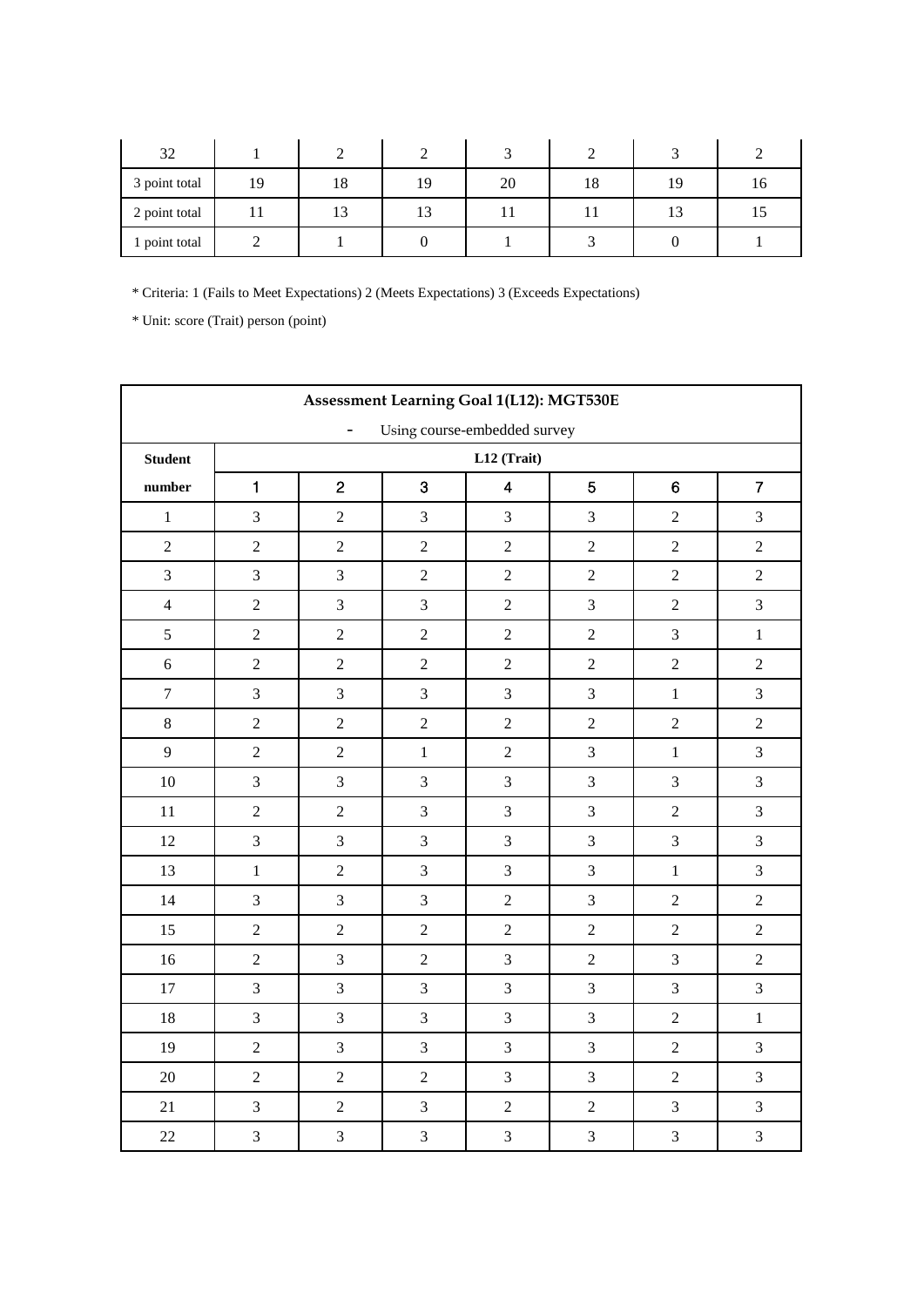| 32 | 1 | 2 | 2 | 3 | 2 | 3 | 2 |
|---|---|---|---|---|---|---|---|
| 3 point total | 19 | 18 | 19 | 20 | 18 | 19 | 16 |
| 2 point total | 11 | 13 | 13 | 11 | 11 | 13 | 15 |
| 1 point total | 2 | 1 | 0 | 1 | 3 | 0 | 1 |

* Criteria: 1 (Fails to Meet Expectations) 2 (Meets Expectations) 3 (Exceeds Expectations)

* Unit: score (Trait) person (point)

| Assessment Learning Goal 1(L12): MGT530E - Using course-embedded survey | | | | | | | |
|---|---|---|---|---|---|---|---|
| **Student number** | **L12 (Trait)** | | | | | | |
| | 1 | 2 | 3 | 4 | 5 | 6 | 7 |
| 1 | 3 | 2 | 3 | 3 | 3 | 2 | 3 |
| 2 | 2 | 2 | 2 | 2 | 2 | 2 | 2 |
| 3 | 3 | 3 | 2 | 2 | 2 | 2 | 2 |
| 4 | 2 | 3 | 3 | 2 | 3 | 2 | 3 |
| 5 | 2 | 2 | 2 | 2 | 2 | 3 | 1 |
| 6 | 2 | 2 | 2 | 2 | 2 | 2 | 2 |
| 7 | 3 | 3 | 3 | 3 | 3 | 1 | 3 |
| 8 | 2 | 2 | 2 | 2 | 2 | 2 | 2 |
| 9 | 2 | 2 | 1 | 2 | 3 | 1 | 3 |
| 10 | 3 | 3 | 3 | 3 | 3 | 3 | 3 |
| 11 | 2 | 2 | 3 | 3 | 3 | 2 | 3 |
| 12 | 3 | 3 | 3 | 3 | 3 | 3 | 3 |
| 13 | 1 | 2 | 3 | 3 | 3 | 1 | 3 |
| 14 | 3 | 3 | 3 | 2 | 3 | 2 | 2 |
| 15 | 2 | 2 | 2 | 2 | 2 | 2 | 2 |
| 16 | 2 | 3 | 2 | 3 | 2 | 3 | 2 |
| 17 | 3 | 3 | 3 | 3 | 3 | 3 | 3 |
| 18 | 3 | 3 | 3 | 3 | 3 | 2 | 1 |
| 19 | 2 | 3 | 3 | 3 | 3 | 2 | 3 |
| 20 | 2 | 2 | 2 | 3 | 3 | 2 | 3 |
| 21 | 3 | 2 | 3 | 2 | 2 | 3 | 3 |
| 22 | 3 | 3 | 3 | 3 | 3 | 3 | 3 |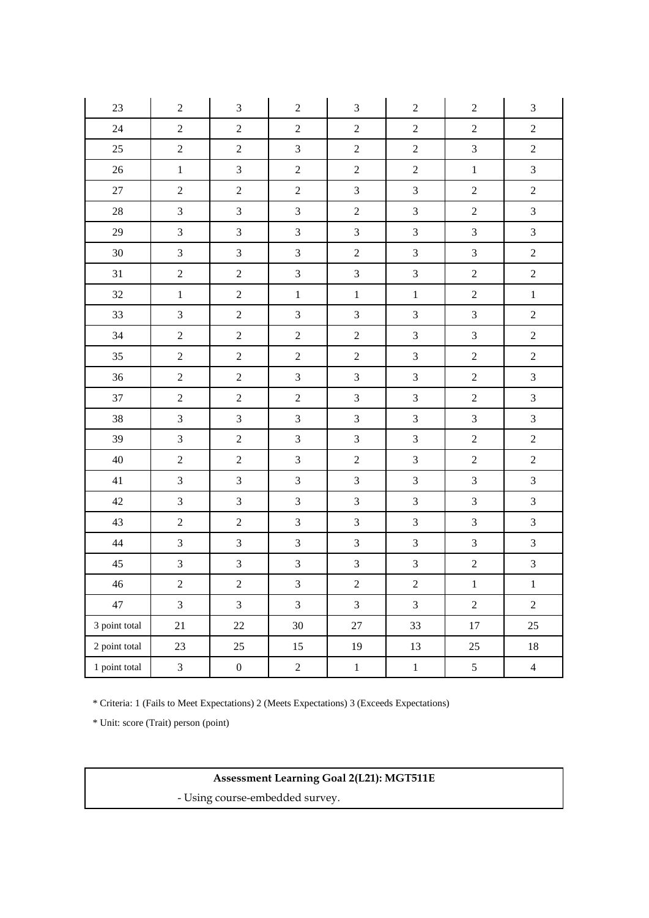| 23 | 2 | 3 | 2 | 3 | 2 | 2 | 3 |
|---|---|---|---|---|---|---|---|
| 24 | 2 | 2 | 2 | 2 | 2 | 2 | 2 |
| 25 | 2 | 2 | 3 | 2 | 2 | 3 | 2 |
| 26 | 1 | 3 | 2 | 2 | 2 | 1 | 3 |
| 27 | 2 | 2 | 2 | 3 | 3 | 2 | 2 |
| 28 | 3 | 3 | 3 | 2 | 3 | 2 | 3 |
| 29 | 3 | 3 | 3 | 3 | 3 | 3 | 3 |
| 30 | 3 | 3 | 3 | 2 | 3 | 3 | 2 |
| 31 | 2 | 2 | 3 | 3 | 3 | 2 | 2 |
| 32 | 1 | 2 | 1 | 1 | 1 | 2 | 1 |
| 33 | 3 | 2 | 3 | 3 | 3 | 3 | 2 |
| 34 | 2 | 2 | 2 | 2 | 3 | 3 | 2 |
| 35 | 2 | 2 | 2 | 2 | 3 | 2 | 2 |
| 36 | 2 | 2 | 3 | 3 | 3 | 2 | 3 |
| 37 | 2 | 2 | 2 | 3 | 3 | 2 | 3 |
| 38 | 3 | 3 | 3 | 3 | 3 | 3 | 3 |
| 39 | 3 | 2 | 3 | 3 | 3 | 2 | 2 |
| 40 | 2 | 2 | 3 | 2 | 3 | 2 | 2 |
| 41 | 3 | 3 | 3 | 3 | 3 | 3 | 3 |
| 42 | 3 | 3 | 3 | 3 | 3 | 3 | 3 |
| 43 | 2 | 2 | 3 | 3 | 3 | 3 | 3 |
| 44 | 3 | 3 | 3 | 3 | 3 | 3 | 3 |
| 45 | 3 | 3 | 3 | 3 | 3 | 2 | 3 |
| 46 | 2 | 2 | 3 | 2 | 2 | 1 | 1 |
| 47 | 3 | 3 | 3 | 3 | 3 | 2 | 2 |
| 3 point total | 21 | 22 | 30 | 27 | 33 | 17 | 25 |
| 2 point total | 23 | 25 | 15 | 19 | 13 | 25 | 18 |
| 1 point total | 3 | 0 | 2 | 1 | 1 | 5 | 4 |

* Criteria: 1 (Fails to Meet Expectations) 2 (Meets Expectations) 3 (Exceeds Expectations)

* Unit: score (Trait) person (point)

| **Assessment Learning Goal 2(L21): MGT511E** |
|---|
| - Using course-embedded survey. |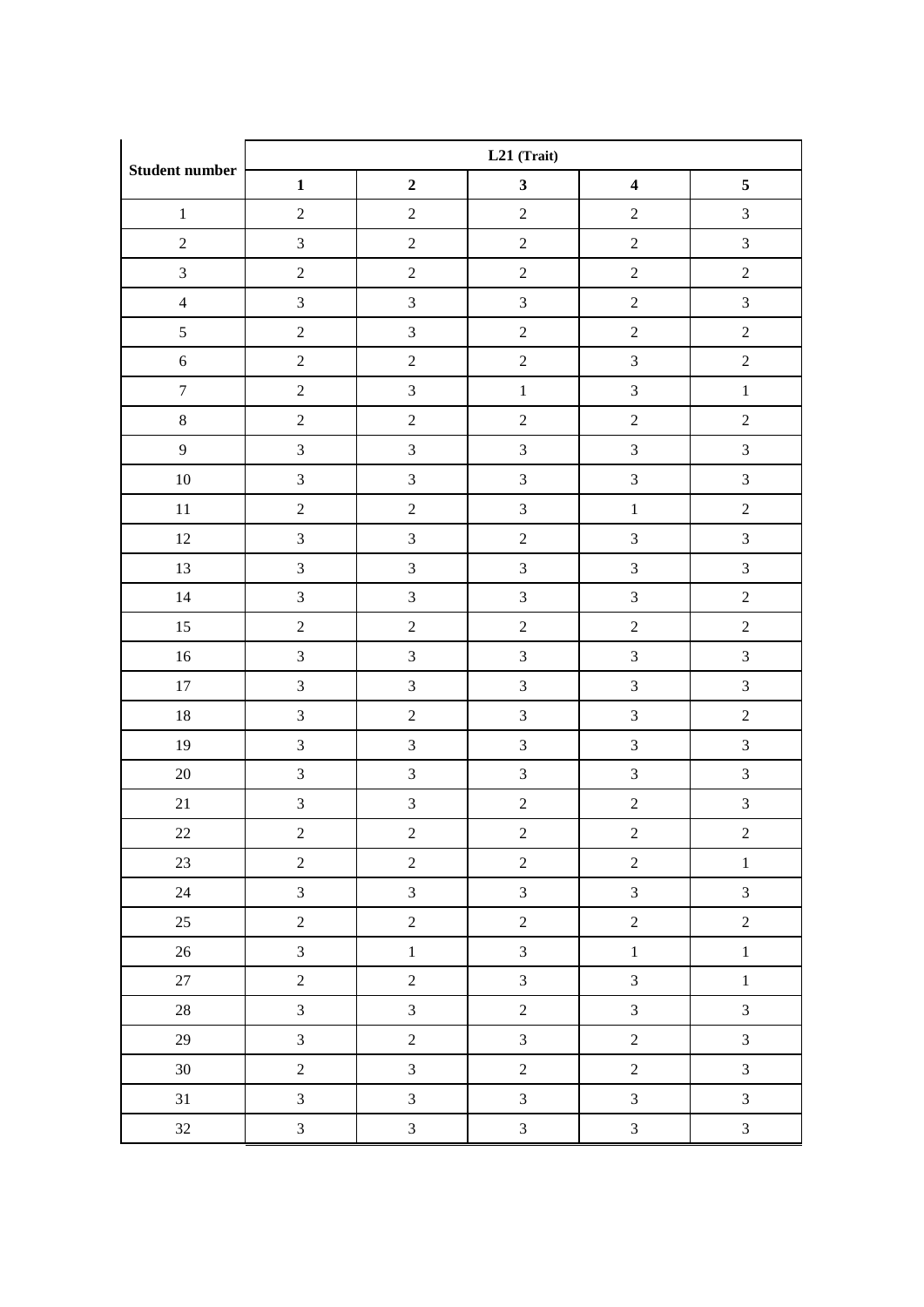| Student number | L21 (Trait) | | | | |
|---|---|---|---|---|---|
| | **1** | **2** | **3** | **4** | **5** |
| 1 | 2 | 2 | 2 | 2 | 3 |
| 2 | 3 | 2 | 2 | 2 | 3 |
| 3 | 2 | 2 | 2 | 2 | 2 |
| 4 | 3 | 3 | 3 | 2 | 3 |
| 5 | 2 | 3 | 2 | 2 | 2 |
| 6 | 2 | 2 | 2 | 3 | 2 |
| 7 | 2 | 3 | 1 | 3 | 1 |
| 8 | 2 | 2 | 2 | 2 | 2 |
| 9 | 3 | 3 | 3 | 3 | 3 |
| 10 | 3 | 3 | 3 | 3 | 3 |
| 11 | 2 | 2 | 3 | 1 | 2 |
| 12 | 3 | 3 | 2 | 3 | 3 |
| 13 | 3 | 3 | 3 | 3 | 3 |
| 14 | 3 | 3 | 3 | 3 | 2 |
| 15 | 2 | 2 | 2 | 2 | 2 |
| 16 | 3 | 3 | 3 | 3 | 3 |
| 17 | 3 | 3 | 3 | 3 | 3 |
| 18 | 3 | 2 | 3 | 3 | 2 |
| 19 | 3 | 3 | 3 | 3 | 3 |
| 20 | 3 | 3 | 3 | 3 | 3 |
| 21 | 3 | 3 | 2 | 2 | 3 |
| 22 | 2 | 2 | 2 | 2 | 2 |
| 23 | 2 | 2 | 2 | 2 | 1 |
| 24 | 3 | 3 | 3 | 3 | 3 |
| 25 | 2 | 2 | 2 | 2 | 2 |
| 26 | 3 | 1 | 3 | 1 | 1 |
| 27 | 2 | 2 | 3 | 3 | 1 |
| 28 | 3 | 3 | 2 | 3 | 3 |
| 29 | 3 | 2 | 3 | 2 | 3 |
| 30 | 2 | 3 | 2 | 2 | 3 |
| 31 | 3 | 3 | 3 | 3 | 3 |
| 32 | 3 | 3 | 3 | 3 | 3 |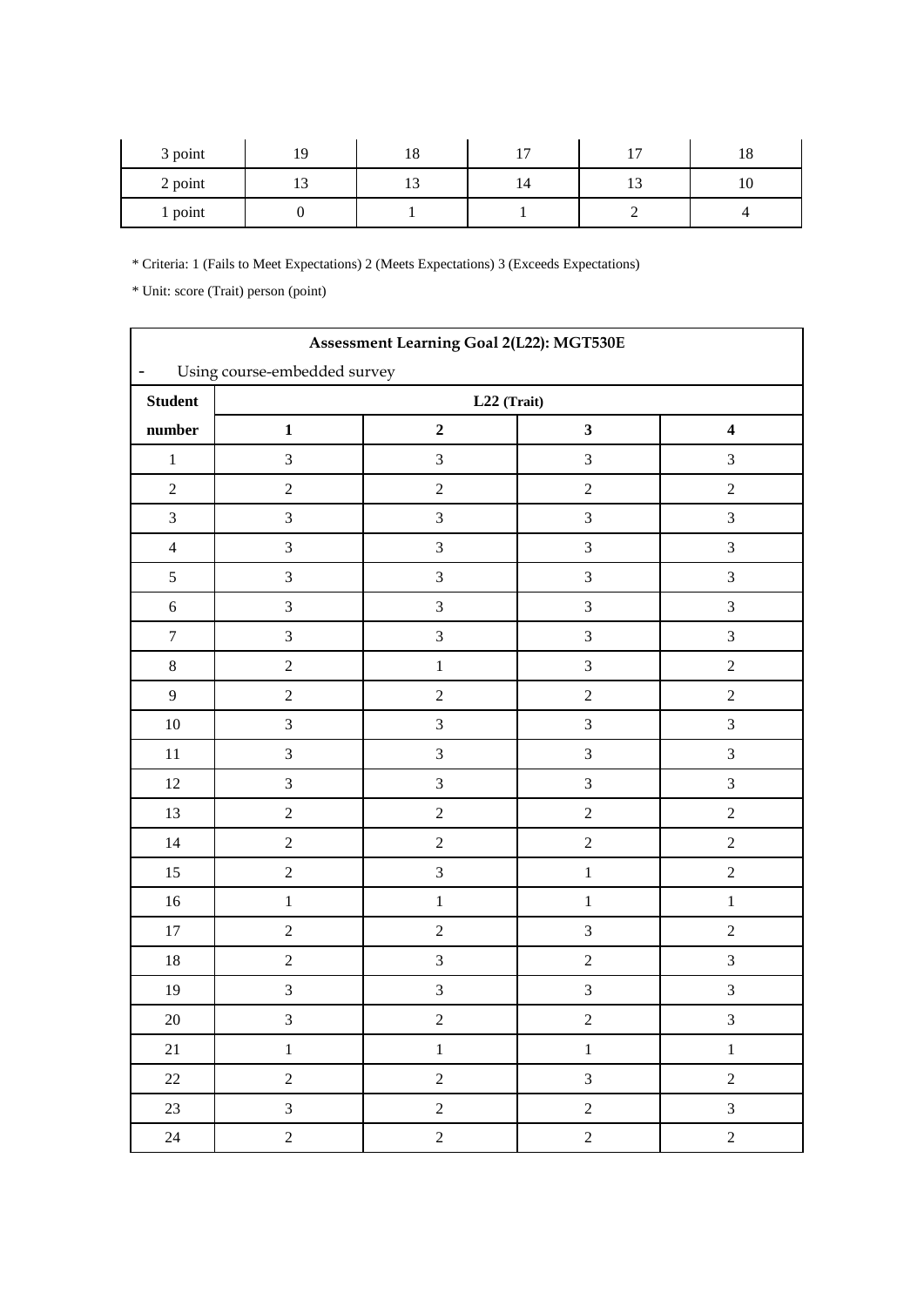| 3 point | 19 | 18 | 17 | 17 | 18 |
|---|---|---|---|---|---|
| 2 point | 13 | 13 | 14 | 13 | 10 |
| 1 point | 0 | 1 | 1 | 2 | 4 |

* Criteria: 1 (Fails to Meet Expectations) 2 (Meets Expectations) 3 (Exceeds Expectations)

* Unit: score (Trait) person (point)

**Assessment Learning Goal 2(L22): MGT530E**

- Using course-embedded survey

| Student number | L22 (Trait) | | | |
|---|---|---|---|---|
| | **1** | **2** | **3** | **4** |
| 1 | 3 | 3 | 3 | 3 |
| 2 | 2 | 2 | 2 | 2 |
| 3 | 3 | 3 | 3 | 3 |
| 4 | 3 | 3 | 3 | 3 |
| 5 | 3 | 3 | 3 | 3 |
| 6 | 3 | 3 | 3 | 3 |
| 7 | 3 | 3 | 3 | 3 |
| 8 | 2 | 1 | 3 | 2 |
| 9 | 2 | 2 | 2 | 2 |
| 10 | 3 | 3 | 3 | 3 |
| 11 | 3 | 3 | 3 | 3 |
| 12 | 3 | 3 | 3 | 3 |
| 13 | 2 | 2 | 2 | 2 |
| 14 | 2 | 2 | 2 | 2 |
| 15 | 2 | 3 | 1 | 2 |
| 16 | 1 | 1 | 1 | 1 |
| 17 | 2 | 2 | 3 | 2 |
| 18 | 2 | 3 | 2 | 3 |
| 19 | 3 | 3 | 3 | 3 |
| 20 | 3 | 2 | 2 | 3 |
| 21 | 1 | 1 | 1 | 1 |
| 22 | 2 | 2 | 3 | 2 |
| 23 | 3 | 2 | 2 | 3 |
| 24 | 2 | 2 | 2 | 2 |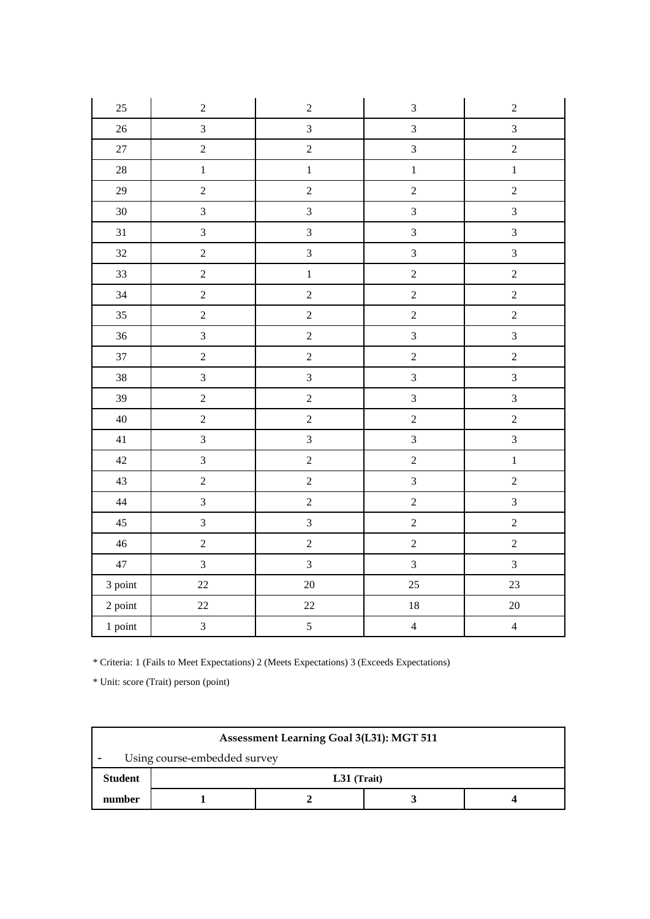| | | | | |
|---|---|---|---|---|
| 25 | 2 | 2 | 3 | 2 |
| 26 | 3 | 3 | 3 | 3 |
| 27 | 2 | 2 | 3 | 2 |
| 28 | 1 | 1 | 1 | 1 |
| 29 | 2 | 2 | 2 | 2 |
| 30 | 3 | 3 | 3 | 3 |
| 31 | 3 | 3 | 3 | 3 |
| 32 | 2 | 3 | 3 | 3 |
| 33 | 2 | 1 | 2 | 2 |
| 34 | 2 | 2 | 2 | 2 |
| 35 | 2 | 2 | 2 | 2 |
| 36 | 3 | 2 | 3 | 3 |
| 37 | 2 | 2 | 2 | 2 |
| 38 | 3 | 3 | 3 | 3 |
| 39 | 2 | 2 | 3 | 3 |
| 40 | 2 | 2 | 2 | 2 |
| 41 | 3 | 3 | 3 | 3 |
| 42 | 3 | 2 | 2 | 1 |
| 43 | 2 | 2 | 3 | 2 |
| 44 | 3 | 2 | 2 | 3 |
| 45 | 3 | 3 | 2 | 2 |
| 46 | 2 | 2 | 2 | 2 |
| 47 | 3 | 3 | 3 | 3 |
| 3 point | 22 | 20 | 25 | 23 |
| 2 point | 22 | 22 | 18 | 20 |
| 1 point | 3 | 5 | 4 | 4 |

* Criteria: 1 (Fails to Meet Expectations) 2 (Meets Expectations) 3 (Exceeds Expectations)

* Unit: score (Trait) person (point)

| Assessment Learning Goal 3(L31): MGT 511 | | | | |
|---|---|---|---|---|
| - Using course-embedded survey | | | | |
| **Student** | **L31 (Trait)** | | | |
| **number** | **1** | **2** | **3** | **4** |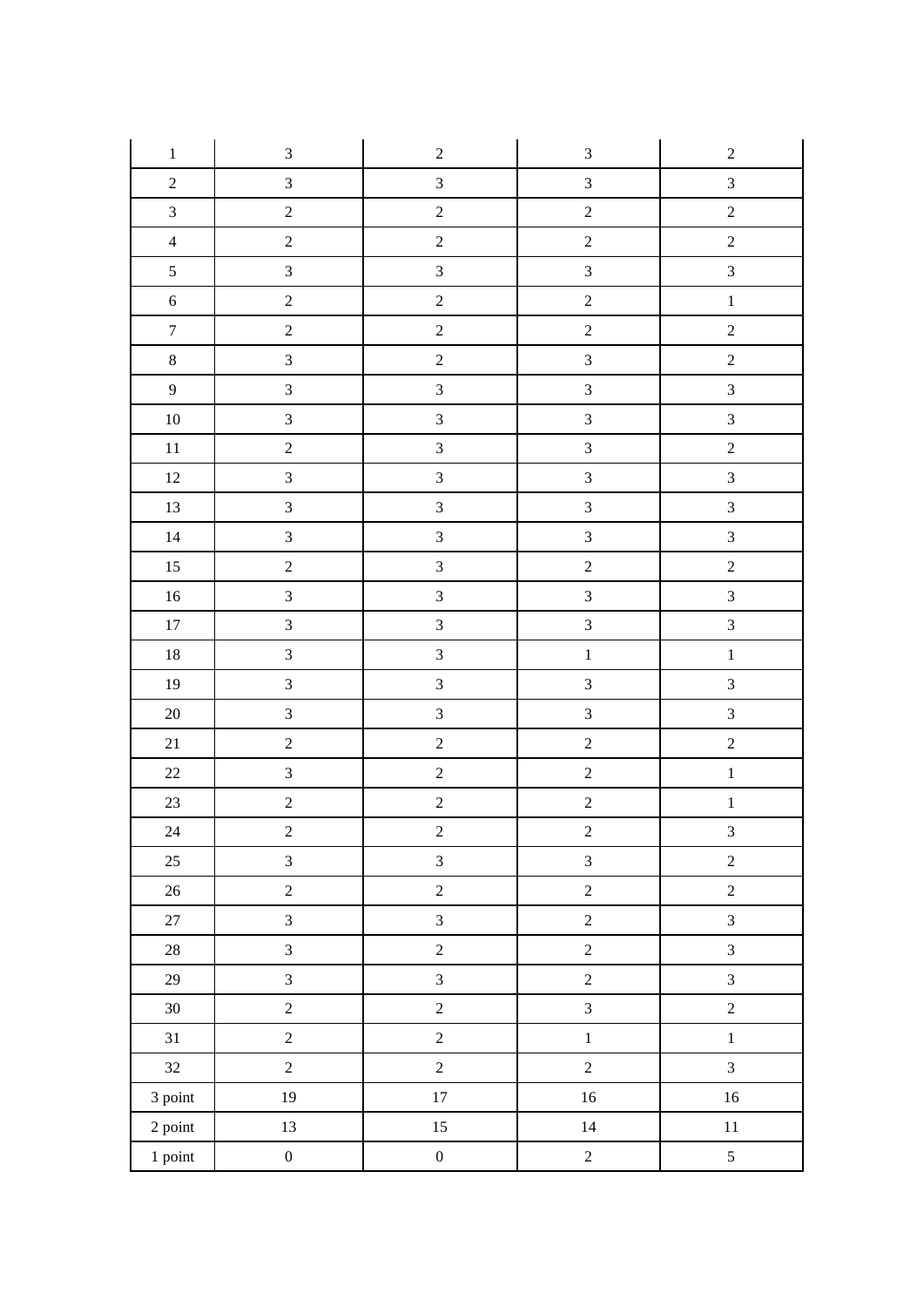| 1 | 3 | 2 | 3 | 2 |
|---|---|---|---|---|
| 2 | 3 | 3 | 3 | 3 |
| 3 | 2 | 2 | 2 | 2 |
| 4 | 2 | 2 | 2 | 2 |
| 5 | 3 | 3 | 3 | 3 |
| 6 | 2 | 2 | 2 | 1 |
| 7 | 2 | 2 | 2 | 2 |
| 8 | 3 | 2 | 3 | 2 |
| 9 | 3 | 3 | 3 | 3 |
| 10 | 3 | 3 | 3 | 3 |
| 11 | 2 | 3 | 3 | 2 |
| 12 | 3 | 3 | 3 | 3 |
| 13 | 3 | 3 | 3 | 3 |
| 14 | 3 | 3 | 3 | 3 |
| 15 | 2 | 3 | 2 | 2 |
| 16 | 3 | 3 | 3 | 3 |
| 17 | 3 | 3 | 3 | 3 |
| 18 | 3 | 3 | 1 | 1 |
| 19 | 3 | 3 | 3 | 3 |
| 20 | 3 | 3 | 3 | 3 |
| 21 | 2 | 2 | 2 | 2 |
| 22 | 3 | 2 | 2 | 1 |
| 23 | 2 | 2 | 2 | 1 |
| 24 | 2 | 2 | 2 | 3 |
| 25 | 3 | 3 | 3 | 2 |
| 26 | 2 | 2 | 2 | 2 |
| 27 | 3 | 3 | 2 | 3 |
| 28 | 3 | 2 | 2 | 3 |
| 29 | 3 | 3 | 2 | 3 |
| 30 | 2 | 2 | 3 | 2 |
| 31 | 2 | 2 | 1 | 1 |
| 32 | 2 | 2 | 2 | 3 |
| 3 point | 19 | 17 | 16 | 16 |
| 2 point | 13 | 15 | 14 | 11 |
| 1 point | 0 | 0 | 2 | 5 |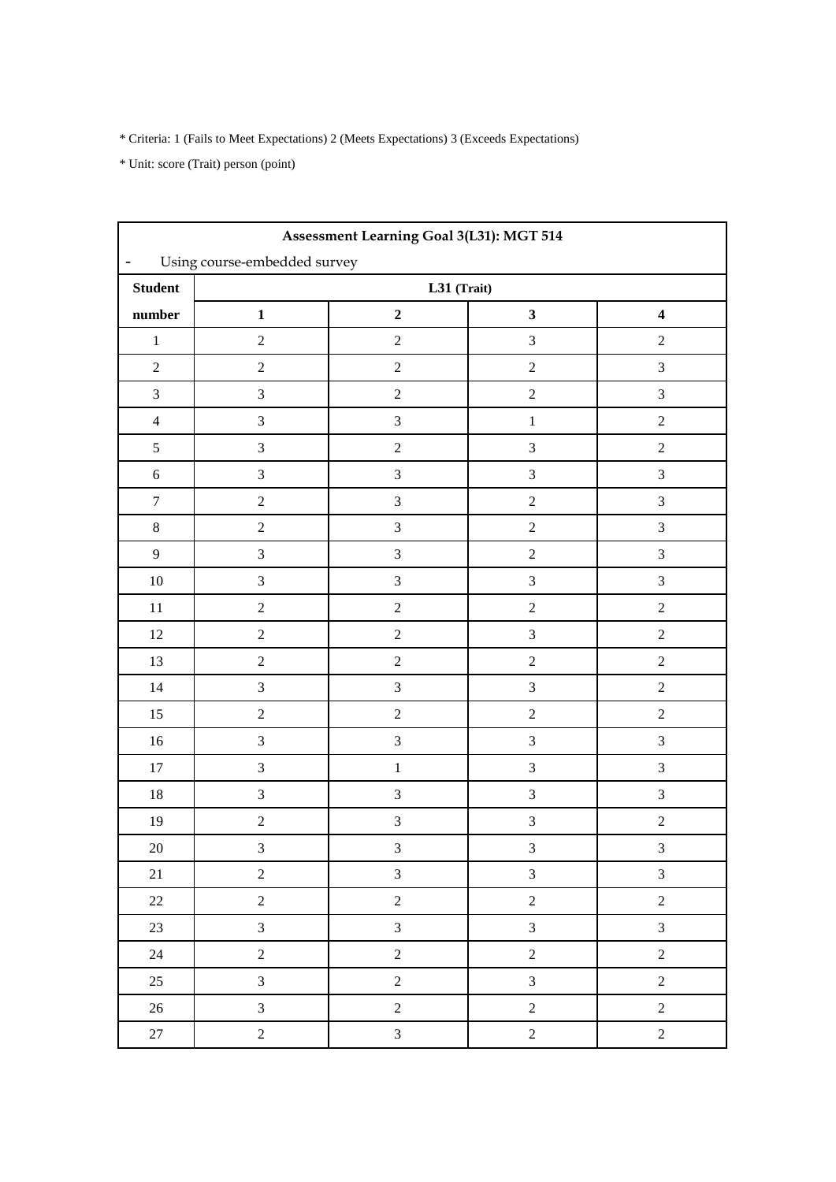\* Criteria: 1 (Fails to Meet Expectations) 2 (Meets Expectations) 3 (Exceeds Expectations)

\* Unit: score (Trait) person (point)

| Assessment Learning Goal 3(L31): MGT 514 | | | | |
|---|---|---|---|---|
| - Using course-embedded survey | | | | |
| **Student number** | **L31 (Trait)** | | | |
| | **1** | **2** | **3** | **4** |
| 1 | 2 | 2 | 3 | 2 |
| 2 | 2 | 2 | 2 | 3 |
| 3 | 3 | 2 | 2 | 3 |
| 4 | 3 | 3 | 1 | 2 |
| 5 | 3 | 2 | 3 | 2 |
| 6 | 3 | 3 | 3 | 3 |
| 7 | 2 | 3 | 2 | 3 |
| 8 | 2 | 3 | 2 | 3 |
| 9 | 3 | 3 | 2 | 3 |
| 10 | 3 | 3 | 3 | 3 |
| 11 | 2 | 2 | 2 | 2 |
| 12 | 2 | 2 | 3 | 2 |
| 13 | 2 | 2 | 2 | 2 |
| 14 | 3 | 3 | 3 | 2 |
| 15 | 2 | 2 | 2 | 2 |
| 16 | 3 | 3 | 3 | 3 |
| 17 | 3 | 1 | 3 | 3 |
| 18 | 3 | 3 | 3 | 3 |
| 19 | 2 | 3 | 3 | 2 |
| 20 | 3 | 3 | 3 | 3 |
| 21 | 2 | 3 | 3 | 3 |
| 22 | 2 | 2 | 2 | 2 |
| 23 | 3 | 3 | 3 | 3 |
| 24 | 2 | 2 | 2 | 2 |
| 25 | 3 | 2 | 3 | 2 |
| 26 | 3 | 2 | 2 | 2 |
| 27 | 2 | 3 | 2 | 2 |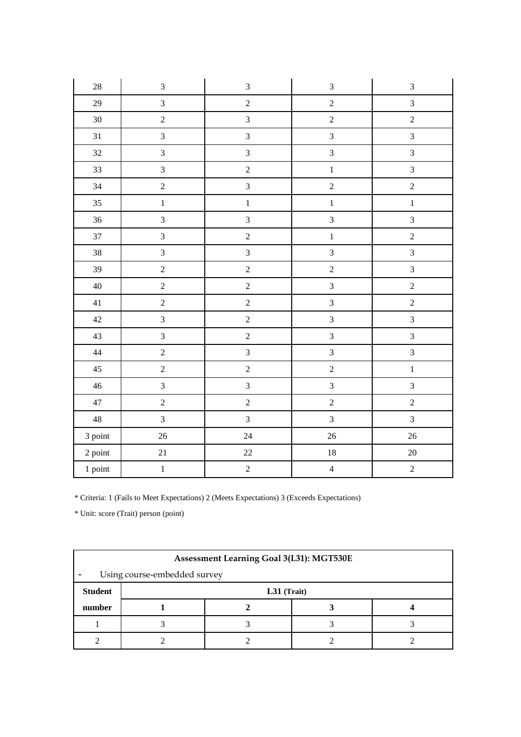| 28 | 3 | 3 | 3 | 3 |
|---|---|---|---|---|
| 29 | 3 | 2 | 2 | 3 |
| 30 | 2 | 3 | 2 | 2 |
| 31 | 3 | 3 | 3 | 3 |
| 32 | 3 | 3 | 3 | 3 |
| 33 | 3 | 2 | 1 | 3 |
| 34 | 2 | 3 | 2 | 2 |
| 35 | 1 | 1 | 1 | 1 |
| 36 | 3 | 3 | 3 | 3 |
| 37 | 3 | 2 | 1 | 2 |
| 38 | 3 | 3 | 3 | 3 |
| 39 | 2 | 2 | 2 | 3 |
| 40 | 2 | 2 | 3 | 2 |
| 41 | 2 | 2 | 3 | 2 |
| 42 | 3 | 2 | 3 | 3 |
| 43 | 3 | 2 | 3 | 3 |
| 44 | 2 | 3 | 3 | 3 |
| 45 | 2 | 2 | 2 | 1 |
| 46 | 3 | 3 | 3 | 3 |
| 47 | 2 | 2 | 2 | 2 |
| 48 | 3 | 3 | 3 | 3 |
| 3 point | 26 | 24 | 26 | 26 |
| 2 point | 21 | 22 | 18 | 20 |
| 1 point | 1 | 2 | 4 | 2 |

* Criteria: 1 (Fails to Meet Expectations) 2 (Meets Expectations) 3 (Exceeds Expectations)

* Unit: score (Trait) person (point)

| **Assessment Learning Goal 3(L31): MGT530E** | | | | |
|---|---|---|---|---|
| - Using course-embedded survey | | | | |
| **Student** | **L31 (Trait)** | | | |
| **number** | **1** | **2** | **3** | **4** |
| 1 | 3 | 3 | 3 | 3 |
| 2 | 2 | 2 | 2 | 2 |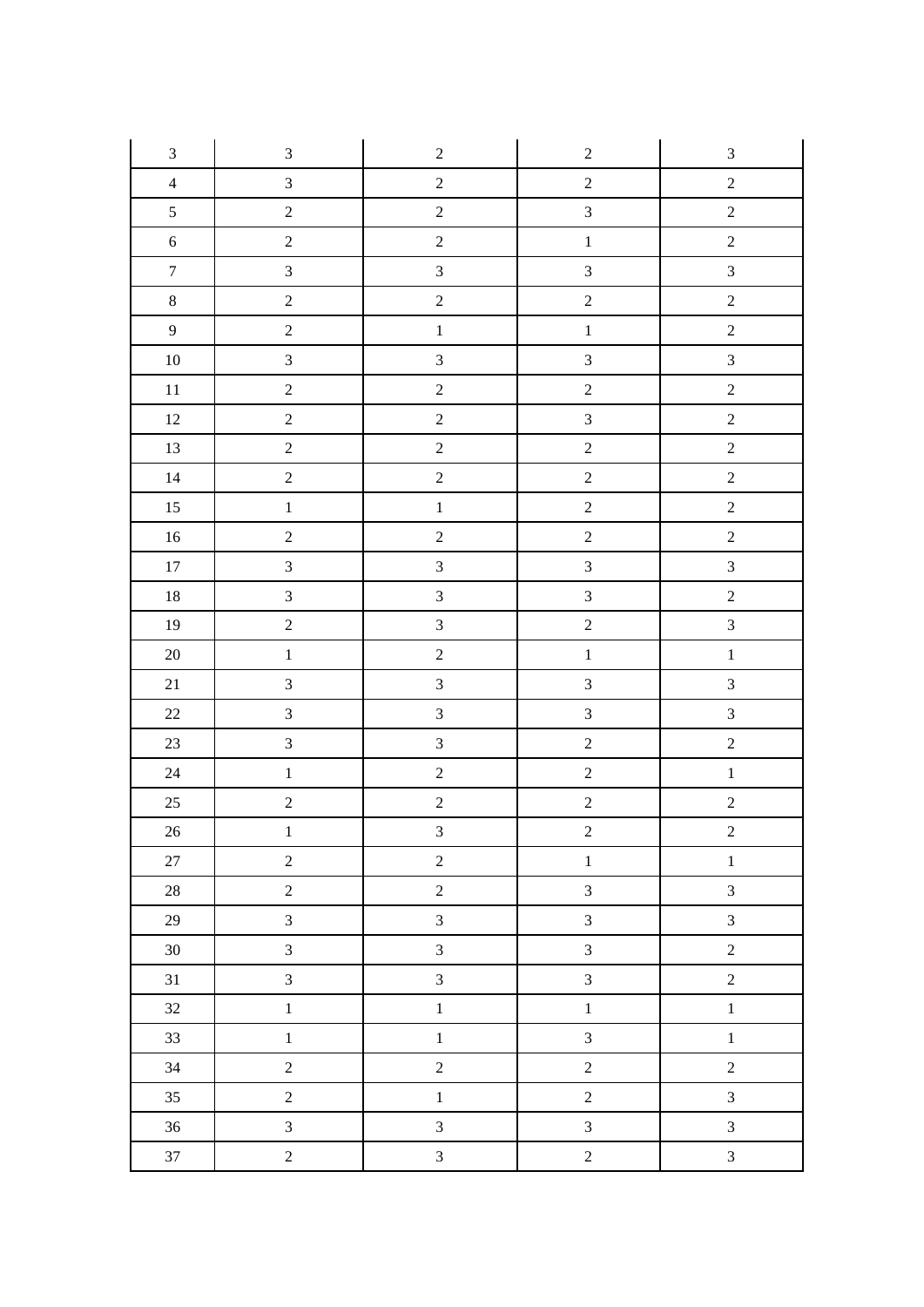| 3 | 3 | 2 | 2 | 3 |
|---|---|---|---|---|
| 4 | 3 | 2 | 2 | 2 |
| 5 | 2 | 2 | 3 | 2 |
| 6 | 2 | 2 | 1 | 2 |
| 7 | 3 | 3 | 3 | 3 |
| 8 | 2 | 2 | 2 | 2 |
| 9 | 2 | 1 | 1 | 2 |
| 10 | 3 | 3 | 3 | 3 |
| 11 | 2 | 2 | 2 | 2 |
| 12 | 2 | 2 | 3 | 2 |
| 13 | 2 | 2 | 2 | 2 |
| 14 | 2 | 2 | 2 | 2 |
| 15 | 1 | 1 | 2 | 2 |
| 16 | 2 | 2 | 2 | 2 |
| 17 | 3 | 3 | 3 | 3 |
| 18 | 3 | 3 | 3 | 2 |
| 19 | 2 | 3 | 2 | 3 |
| 20 | 1 | 2 | 1 | 1 |
| 21 | 3 | 3 | 3 | 3 |
| 22 | 3 | 3 | 3 | 3 |
| 23 | 3 | 3 | 2 | 2 |
| 24 | 1 | 2 | 2 | 1 |
| 25 | 2 | 2 | 2 | 2 |
| 26 | 1 | 3 | 2 | 2 |
| 27 | 2 | 2 | 1 | 1 |
| 28 | 2 | 2 | 3 | 3 |
| 29 | 3 | 3 | 3 | 3 |
| 30 | 3 | 3 | 3 | 2 |
| 31 | 3 | 3 | 3 | 2 |
| 32 | 1 | 1 | 1 | 1 |
| 33 | 1 | 1 | 3 | 1 |
| 34 | 2 | 2 | 2 | 2 |
| 35 | 2 | 1 | 2 | 3 |
| 36 | 3 | 3 | 3 | 3 |
| 37 | 2 | 3 | 2 | 3 |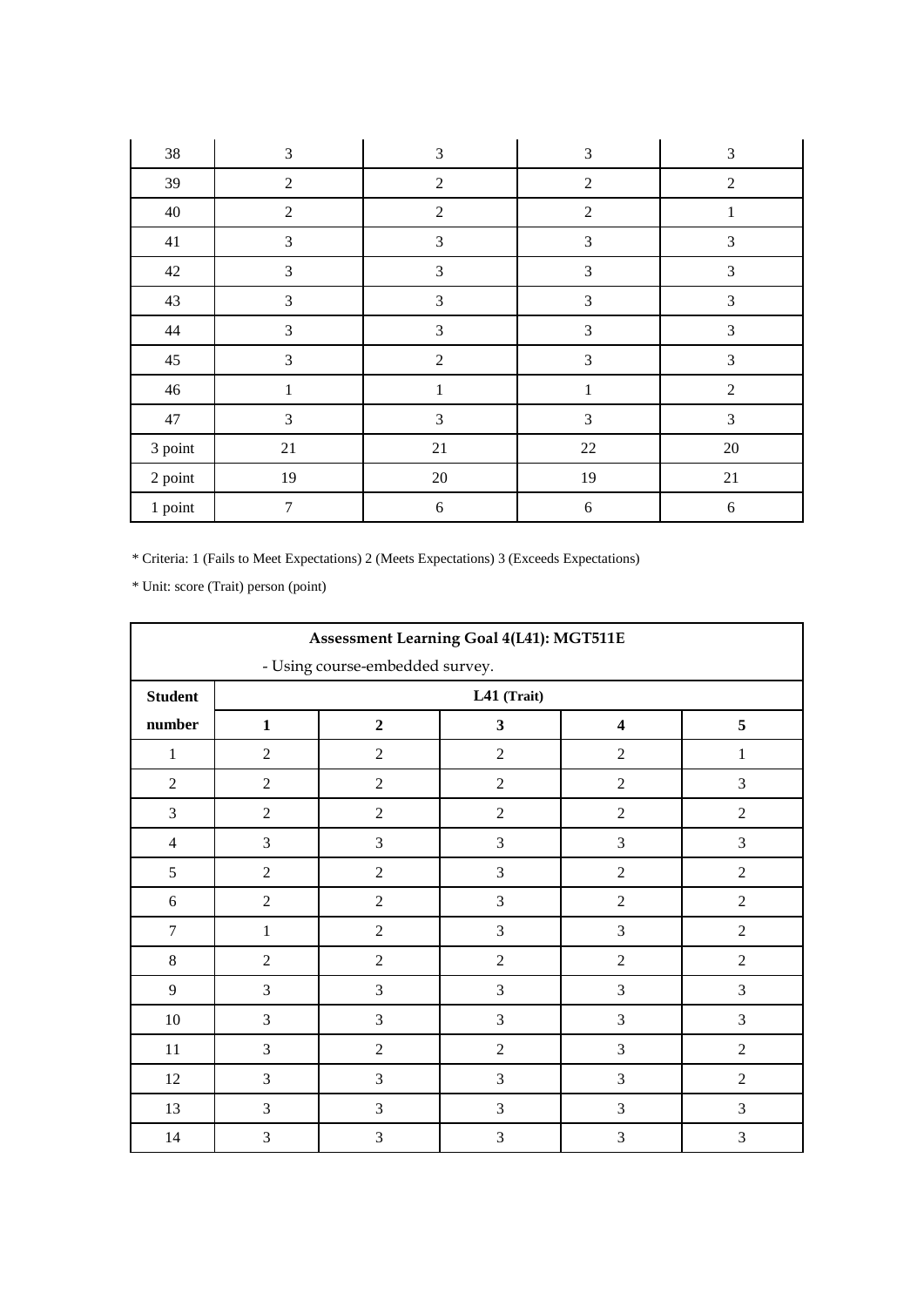| 38 | 3 | 3 | 3 | 3 |
|---|---|---|---|---|
| 39 | 2 | 2 | 2 | 2 |
| 40 | 2 | 2 | 2 | 1 |
| 41 | 3 | 3 | 3 | 3 |
| 42 | 3 | 3 | 3 | 3 |
| 43 | 3 | 3 | 3 | 3 |
| 44 | 3 | 3 | 3 | 3 |
| 45 | 3 | 2 | 3 | 3 |
| 46 | 1 | 1 | 1 | 2 |
| 47 | 3 | 3 | 3 | 3 |
| 3 point | 21 | 21 | 22 | 20 |
| 2 point | 19 | 20 | 19 | 21 |
| 1 point | 7 | 6 | 6 | 6 |

* Criteria: 1 (Fails to Meet Expectations) 2 (Meets Expectations) 3 (Exceeds Expectations)

* Unit: score (Trait) person (point)

| **Assessment Learning Goal 4(L41): MGT511E** - Using course-embedded survey. | | | | | |
|---|---|---|---|---|---|
| **Student** | **L41 (Trait)** | | | | |
| **number** | **1** | **2** | **3** | **4** | **5** |
| 1 | 2 | 2 | 2 | 2 | 1 |
| 2 | 2 | 2 | 2 | 2 | 3 |
| 3 | 2 | 2 | 2 | 2 | 2 |
| 4 | 3 | 3 | 3 | 3 | 3 |
| 5 | 2 | 2 | 3 | 2 | 2 |
| 6 | 2 | 2 | 3 | 2 | 2 |
| 7 | 1 | 2 | 3 | 3 | 2 |
| 8 | 2 | 2 | 2 | 2 | 2 |
| 9 | 3 | 3 | 3 | 3 | 3 |
| 10 | 3 | 3 | 3 | 3 | 3 |
| 11 | 3 | 2 | 2 | 3 | 2 |
| 12 | 3 | 3 | 3 | 3 | 2 |
| 13 | 3 | 3 | 3 | 3 | 3 |
| 14 | 3 | 3 | 3 | 3 | 3 |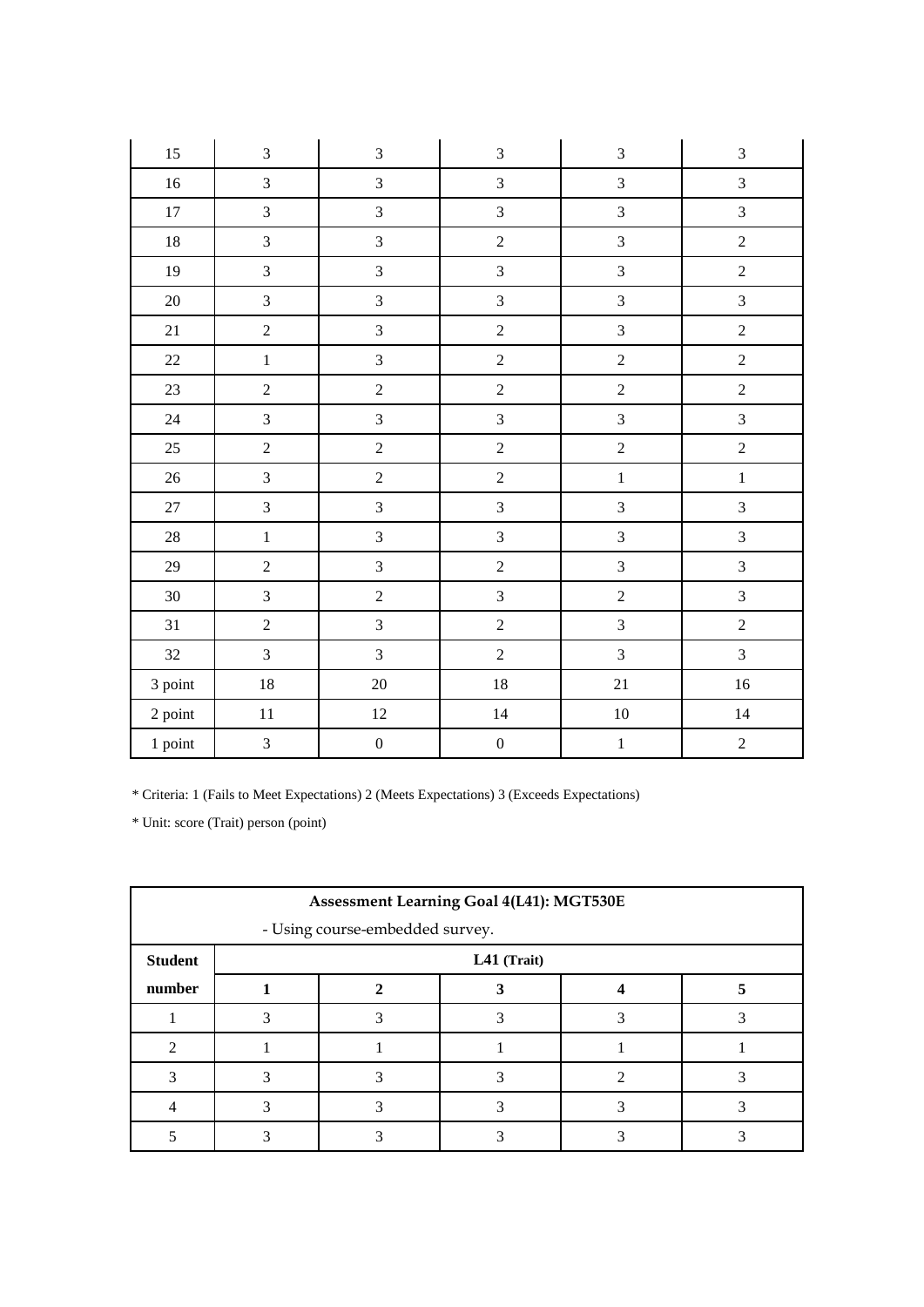| 15 | 3 | 3 | 3 | 3 | 3 |
|---|---|---|---|---|---|
| 16 | 3 | 3 | 3 | 3 | 3 |
| 17 | 3 | 3 | 3 | 3 | 3 |
| 18 | 3 | 3 | 2 | 3 | 2 |
| 19 | 3 | 3 | 3 | 3 | 2 |
| 20 | 3 | 3 | 3 | 3 | 3 |
| 21 | 2 | 3 | 2 | 3 | 2 |
| 22 | 1 | 3 | 2 | 2 | 2 |
| 23 | 2 | 2 | 2 | 2 | 2 |
| 24 | 3 | 3 | 3 | 3 | 3 |
| 25 | 2 | 2 | 2 | 2 | 2 |
| 26 | 3 | 2 | 2 | 1 | 1 |
| 27 | 3 | 3 | 3 | 3 | 3 |
| 28 | 1 | 3 | 3 | 3 | 3 |
| 29 | 2 | 3 | 2 | 3 | 3 |
| 30 | 3 | 2 | 3 | 2 | 3 |
| 31 | 2 | 3 | 2 | 3 | 2 |
| 32 | 3 | 3 | 2 | 3 | 3 |
| 3 point | 18 | 20 | 18 | 21 | 16 |
| 2 point | 11 | 12 | 14 | 10 | 14 |
| 1 point | 3 | 0 | 0 | 1 | 2 |

* Criteria: 1 (Fails to Meet Expectations) 2 (Meets Expectations) 3 (Exceeds Expectations)

* Unit: score (Trait) person (point)

**Assessment Learning Goal 4(L41): MGT530E**

- Using course-embedded survey.

| Student number | L41 (Trait) | | | | |
|---|---|---|---|---|---|
| | 1 | 2 | 3 | 4 | 5 |
| 1 | 3 | 3 | 3 | 3 | 3 |
| 2 | 1 | 1 | 1 | 1 | 1 |
| 3 | 3 | 3 | 3 | 2 | 3 |
| 4 | 3 | 3 | 3 | 3 | 3 |
| 5 | 3 | 3 | 3 | 3 | 3 |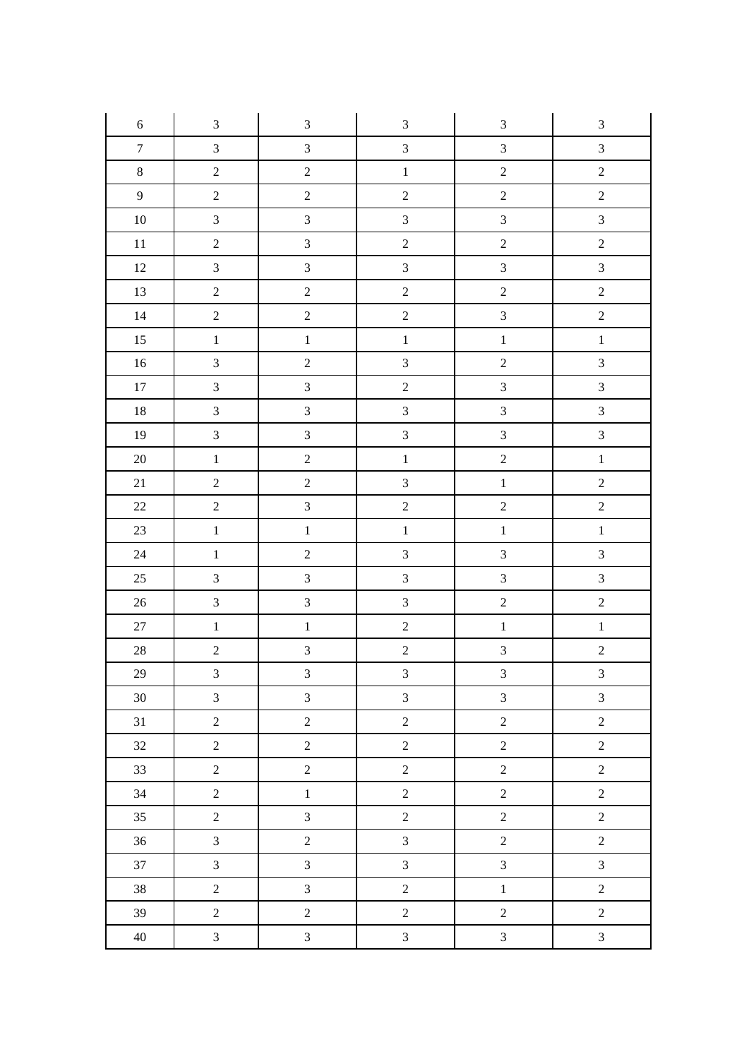| 6 | 3 | 3 | 3 | 3 | 3 |
|---|---|---|---|---|---|
| 7 | 3 | 3 | 3 | 3 | 3 |
| 8 | 2 | 2 | 1 | 2 | 2 |
| 9 | 2 | 2 | 2 | 2 | 2 |
| 10 | 3 | 3 | 3 | 3 | 3 |
| 11 | 2 | 3 | 2 | 2 | 2 |
| 12 | 3 | 3 | 3 | 3 | 3 |
| 13 | 2 | 2 | 2 | 2 | 2 |
| 14 | 2 | 2 | 2 | 3 | 2 |
| 15 | 1 | 1 | 1 | 1 | 1 |
| 16 | 3 | 2 | 3 | 2 | 3 |
| 17 | 3 | 3 | 2 | 3 | 3 |
| 18 | 3 | 3 | 3 | 3 | 3 |
| 19 | 3 | 3 | 3 | 3 | 3 |
| 20 | 1 | 2 | 1 | 2 | 1 |
| 21 | 2 | 2 | 3 | 1 | 2 |
| 22 | 2 | 3 | 2 | 2 | 2 |
| 23 | 1 | 1 | 1 | 1 | 1 |
| 24 | 1 | 2 | 3 | 3 | 3 |
| 25 | 3 | 3 | 3 | 3 | 3 |
| 26 | 3 | 3 | 3 | 2 | 2 |
| 27 | 1 | 1 | 2 | 1 | 1 |
| 28 | 2 | 3 | 2 | 3 | 2 |
| 29 | 3 | 3 | 3 | 3 | 3 |
| 30 | 3 | 3 | 3 | 3 | 3 |
| 31 | 2 | 2 | 2 | 2 | 2 |
| 32 | 2 | 2 | 2 | 2 | 2 |
| 33 | 2 | 2 | 2 | 2 | 2 |
| 34 | 2 | 1 | 2 | 2 | 2 |
| 35 | 2 | 3 | 2 | 2 | 2 |
| 36 | 3 | 2 | 3 | 2 | 2 |
| 37 | 3 | 3 | 3 | 3 | 3 |
| 38 | 2 | 3 | 2 | 1 | 2 |
| 39 | 2 | 2 | 2 | 2 | 2 |
| 40 | 3 | 3 | 3 | 3 | 3 |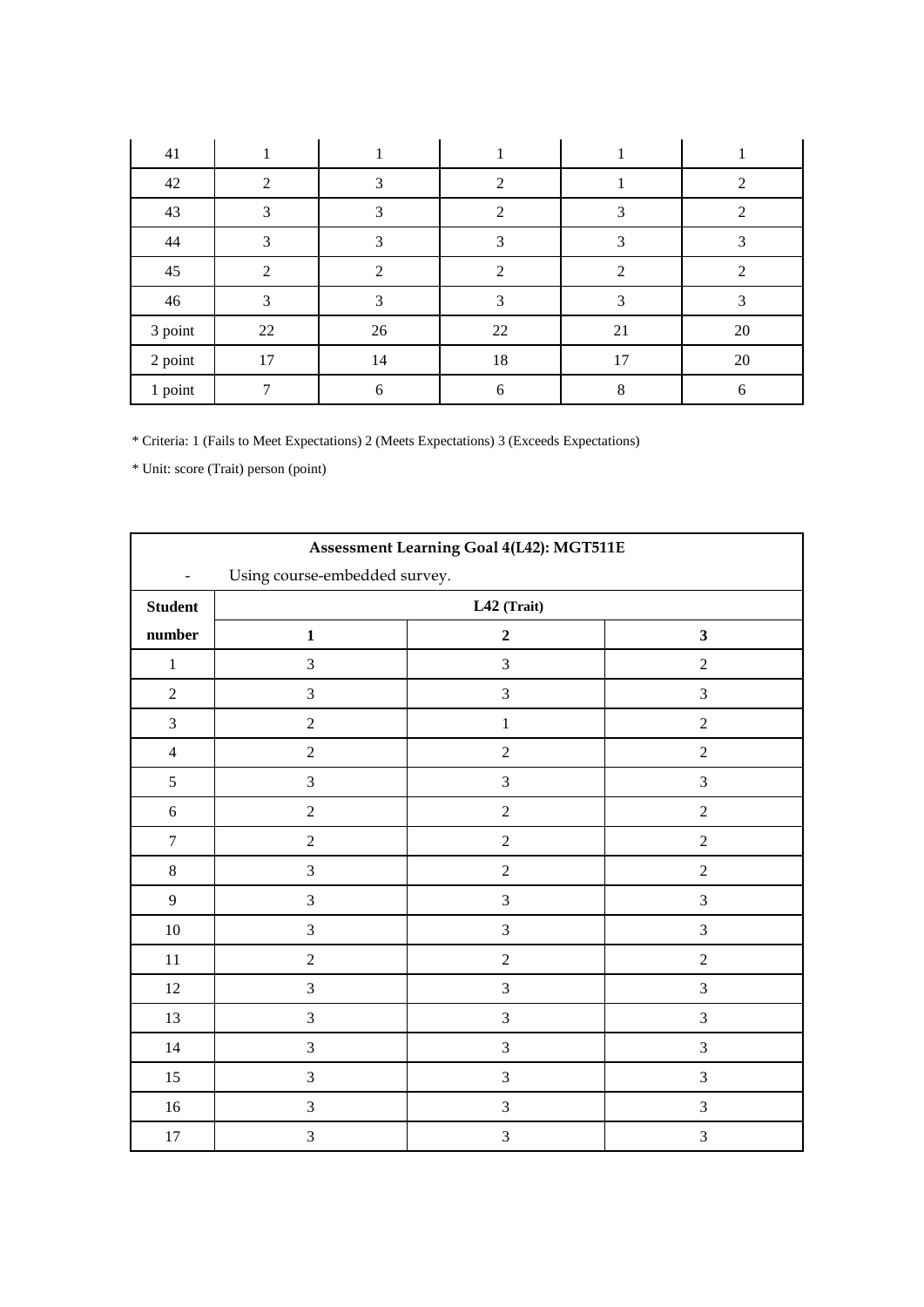| 41 | 1 | 1 | 1 | 1 | 1 |
|---|---|---|---|---|---|
| 42 | 2 | 3 | 2 | 1 | 2 |
| 43 | 3 | 3 | 2 | 3 | 2 |
| 44 | 3 | 3 | 3 | 3 | 3 |
| 45 | 2 | 2 | 2 | 2 | 2 |
| 46 | 3 | 3 | 3 | 3 | 3 |
| 3 point | 22 | 26 | 22 | 21 | 20 |
| 2 point | 17 | 14 | 18 | 17 | 20 |
| 1 point | 7 | 6 | 6 | 8 | 6 |

* Criteria: 1 (Fails to Meet Expectations) 2 (Meets Expectations) 3 (Exceeds Expectations)

* Unit: score (Trait) person (point)

**Assessment Learning Goal 4(L42): MGT511E**

- Using course-embedded survey.

| Student number | L42 (Trait) | | |
|---|---|---|---|
| | **1** | **2** | **3** |
| 1 | 3 | 3 | 2 |
| 2 | 3 | 3 | 3 |
| 3 | 2 | 1 | 2 |
| 4 | 2 | 2 | 2 |
| 5 | 3 | 3 | 3 |
| 6 | 2 | 2 | 2 |
| 7 | 2 | 2 | 2 |
| 8 | 3 | 2 | 2 |
| 9 | 3 | 3 | 3 |
| 10 | 3 | 3 | 3 |
| 11 | 2 | 2 | 2 |
| 12 | 3 | 3 | 3 |
| 13 | 3 | 3 | 3 |
| 14 | 3 | 3 | 3 |
| 15 | 3 | 3 | 3 |
| 16 | 3 | 3 | 3 |
| 17 | 3 | 3 | 3 |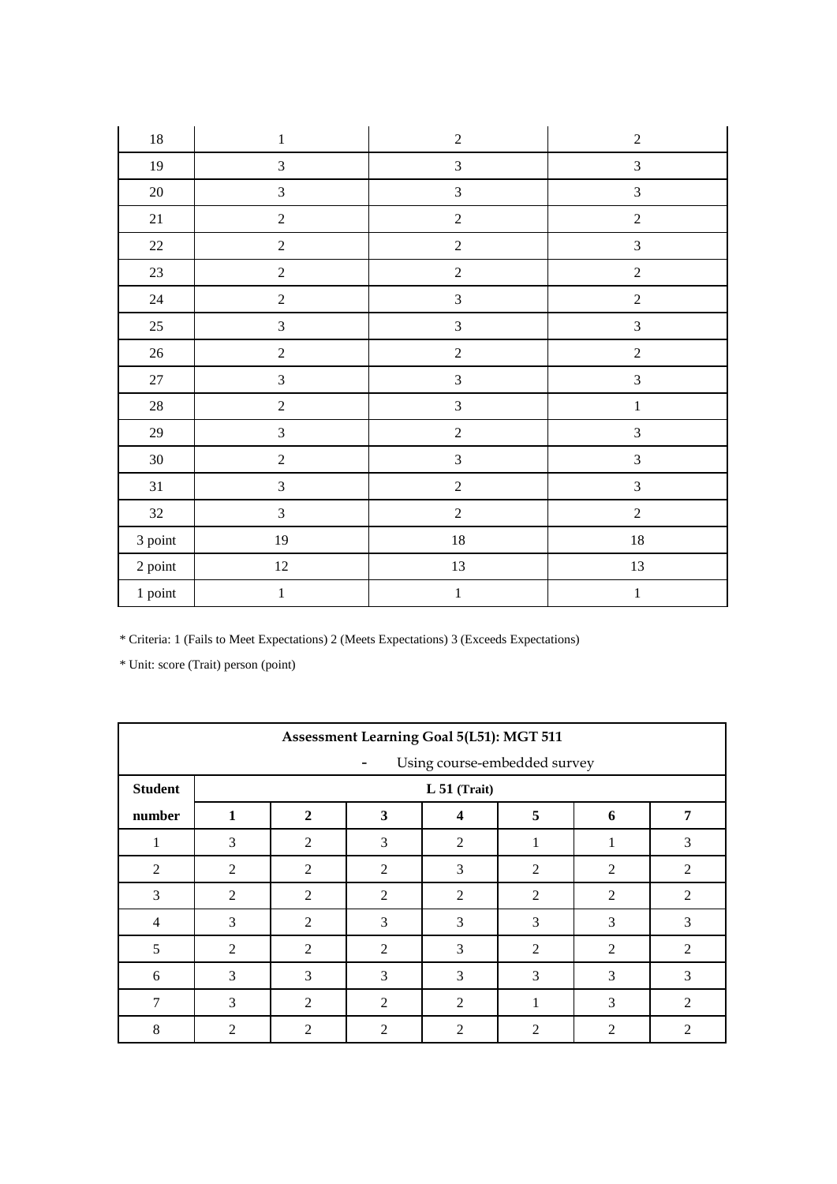| | | | |
|---|---|---|---|
| 18 | 1 | 2 | 2 |
| 19 | 3 | 3 | 3 |
| 20 | 3 | 3 | 3 |
| 21 | 2 | 2 | 2 |
| 22 | 2 | 2 | 3 |
| 23 | 2 | 2 | 2 |
| 24 | 2 | 3 | 2 |
| 25 | 3 | 3 | 3 |
| 26 | 2 | 2 | 2 |
| 27 | 3 | 3 | 3 |
| 28 | 2 | 3 | 1 |
| 29 | 3 | 2 | 3 |
| 30 | 2 | 3 | 3 |
| 31 | 3 | 2 | 3 |
| 32 | 3 | 2 | 2 |
| 3 point | 19 | 18 | 18 |
| 2 point | 12 | 13 | 13 |
| 1 point | 1 | 1 | 1 |

* Criteria: 1 (Fails to Meet Expectations) 2 (Meets Expectations) 3 (Exceeds Expectations)

* Unit: score (Trait) person (point)

| Assessment Learning Goal 5(L51): MGT 511 - Using course-embedded survey | | | | | | | |
|---|---|---|---|---|---|---|---|
| **Student number** | **L 51 (Trait)** | | | | | | |
| | **1** | **2** | **3** | **4** | **5** | **6** | **7** |
| 1 | 3 | 2 | 3 | 2 | 1 | 1 | 3 |
| 2 | 2 | 2 | 2 | 3 | 2 | 2 | 2 |
| 3 | 2 | 2 | 2 | 2 | 2 | 2 | 2 |
| 4 | 3 | 2 | 3 | 3 | 3 | 3 | 3 |
| 5 | 2 | 2 | 2 | 3 | 2 | 2 | 2 |
| 6 | 3 | 3 | 3 | 3 | 3 | 3 | 3 |
| 7 | 3 | 2 | 2 | 2 | 1 | 3 | 2 |
| 8 | 2 | 2 | 2 | 2 | 2 | 2 | 2 |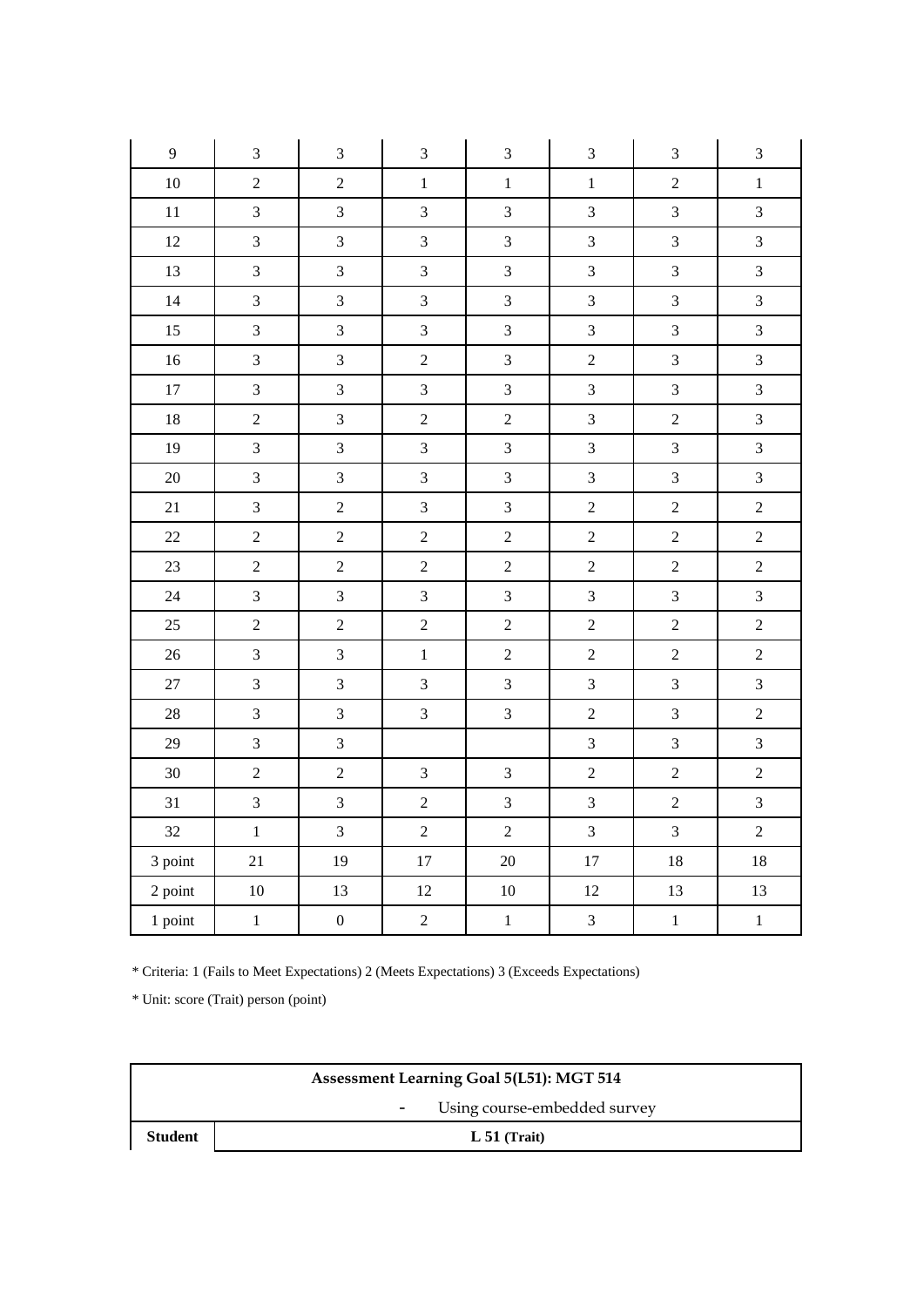| 9 | 3 | 3 | 3 | 3 | 3 | 3 | 3 |
|---|---|---|---|---|---|---|---|
| 10 | 2 | 2 | 1 | 1 | 1 | 2 | 1 |
| 11 | 3 | 3 | 3 | 3 | 3 | 3 | 3 |
| 12 | 3 | 3 | 3 | 3 | 3 | 3 | 3 |
| 13 | 3 | 3 | 3 | 3 | 3 | 3 | 3 |
| 14 | 3 | 3 | 3 | 3 | 3 | 3 | 3 |
| 15 | 3 | 3 | 3 | 3 | 3 | 3 | 3 |
| 16 | 3 | 3 | 2 | 3 | 2 | 3 | 3 |
| 17 | 3 | 3 | 3 | 3 | 3 | 3 | 3 |
| 18 | 2 | 3 | 2 | 2 | 3 | 2 | 3 |
| 19 | 3 | 3 | 3 | 3 | 3 | 3 | 3 |
| 20 | 3 | 3 | 3 | 3 | 3 | 3 | 3 |
| 21 | 3 | 2 | 3 | 3 | 2 | 2 | 2 |
| 22 | 2 | 2 | 2 | 2 | 2 | 2 | 2 |
| 23 | 2 | 2 | 2 | 2 | 2 | 2 | 2 |
| 24 | 3 | 3 | 3 | 3 | 3 | 3 | 3 |
| 25 | 2 | 2 | 2 | 2 | 2 | 2 | 2 |
| 26 | 3 | 3 | 1 | 2 | 2 | 2 | 2 |
| 27 | 3 | 3 | 3 | 3 | 3 | 3 | 3 |
| 28 | 3 | 3 | 3 | 3 | 2 | 3 | 2 |
| 29 | 3 | 3 | | | 3 | 3 | 3 |
| 30 | 2 | 2 | 3 | 3 | 2 | 2 | 2 |
| 31 | 3 | 3 | 2 | 3 | 3 | 2 | 3 |
| 32 | 1 | 3 | 2 | 2 | 3 | 3 | 2 |
| 3 point | 21 | 19 | 17 | 20 | 17 | 18 | 18 |
| 2 point | 10 | 13 | 12 | 10 | 12 | 13 | 13 |
| 1 point | 1 | 0 | 2 | 1 | 3 | 1 | 1 |

* Criteria: 1 (Fails to Meet Expectations) 2 (Meets Expectations) 3 (Exceeds Expectations)

* Unit: score (Trait) person (point)

| **Assessment Learning Goal 5(L51): MGT 514** | |
|---|---|
| - Using course-embedded survey | |
| **Student** | **L 51 (Trait)** |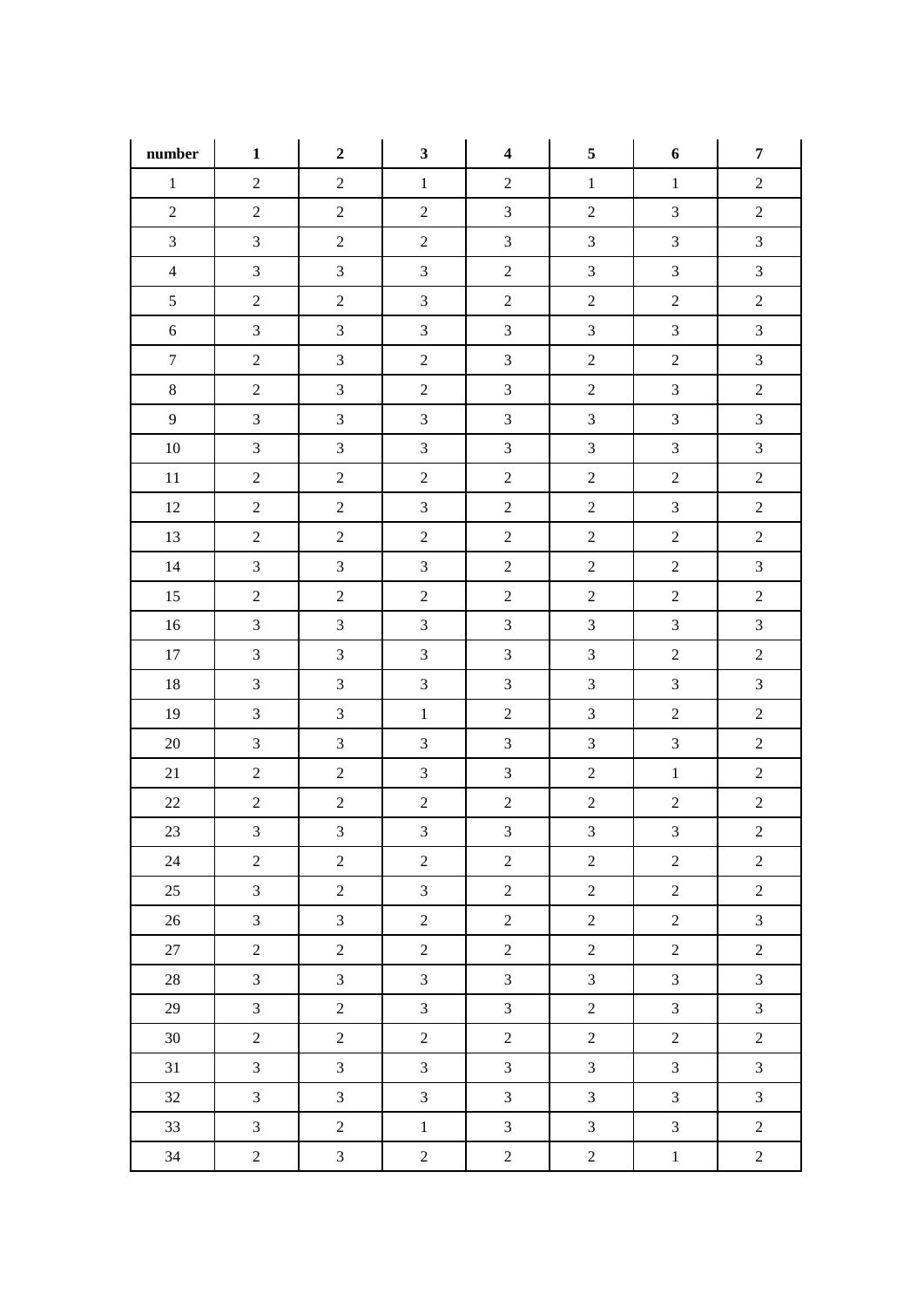| number | 1 | 2 | 3 | 4 | 5 | 6 | 7 |
|---|---|---|---|---|---|---|---|
| 1 | 2 | 2 | 1 | 2 | 1 | 1 | 2 |
| 2 | 2 | 2 | 2 | 3 | 2 | 3 | 2 |
| 3 | 3 | 2 | 2 | 3 | 3 | 3 | 3 |
| 4 | 3 | 3 | 3 | 2 | 3 | 3 | 3 |
| 5 | 2 | 2 | 3 | 2 | 2 | 2 | 2 |
| 6 | 3 | 3 | 3 | 3 | 3 | 3 | 3 |
| 7 | 2 | 3 | 2 | 3 | 2 | 2 | 3 |
| 8 | 2 | 3 | 2 | 3 | 2 | 3 | 2 |
| 9 | 3 | 3 | 3 | 3 | 3 | 3 | 3 |
| 10 | 3 | 3 | 3 | 3 | 3 | 3 | 3 |
| 11 | 2 | 2 | 2 | 2 | 2 | 2 | 2 |
| 12 | 2 | 2 | 3 | 2 | 2 | 3 | 2 |
| 13 | 2 | 2 | 2 | 2 | 2 | 2 | 2 |
| 14 | 3 | 3 | 3 | 2 | 2 | 2 | 3 |
| 15 | 2 | 2 | 2 | 2 | 2 | 2 | 2 |
| 16 | 3 | 3 | 3 | 3 | 3 | 3 | 3 |
| 17 | 3 | 3 | 3 | 3 | 3 | 2 | 2 |
| 18 | 3 | 3 | 3 | 3 | 3 | 3 | 3 |
| 19 | 3 | 3 | 1 | 2 | 3 | 2 | 2 |
| 20 | 3 | 3 | 3 | 3 | 3 | 3 | 2 |
| 21 | 2 | 2 | 3 | 3 | 2 | 1 | 2 |
| 22 | 2 | 2 | 2 | 2 | 2 | 2 | 2 |
| 23 | 3 | 3 | 3 | 3 | 3 | 3 | 2 |
| 24 | 2 | 2 | 2 | 2 | 2 | 2 | 2 |
| 25 | 3 | 2 | 3 | 2 | 2 | 2 | 2 |
| 26 | 3 | 3 | 2 | 2 | 2 | 2 | 3 |
| 27 | 2 | 2 | 2 | 2 | 2 | 2 | 2 |
| 28 | 3 | 3 | 3 | 3 | 3 | 3 | 3 |
| 29 | 3 | 2 | 3 | 3 | 2 | 3 | 3 |
| 30 | 2 | 2 | 2 | 2 | 2 | 2 | 2 |
| 31 | 3 | 3 | 3 | 3 | 3 | 3 | 3 |
| 32 | 3 | 3 | 3 | 3 | 3 | 3 | 3 |
| 33 | 3 | 2 | 1 | 3 | 3 | 3 | 2 |
| 34 | 2 | 3 | 2 | 2 | 2 | 1 | 2 |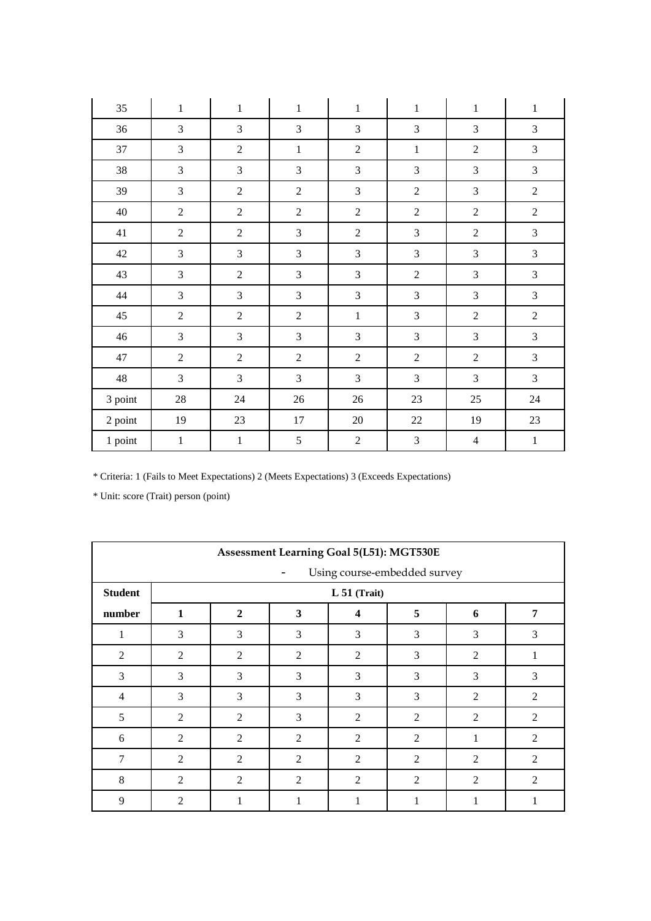| | | | | | | | |
|---|---|---|---|---|---|---|---|
| 35 | 1 | 1 | 1 | 1 | 1 | 1 | 1 |
| 36 | 3 | 3 | 3 | 3 | 3 | 3 | 3 |
| 37 | 3 | 2 | 1 | 2 | 1 | 2 | 3 |
| 38 | 3 | 3 | 3 | 3 | 3 | 3 | 3 |
| 39 | 3 | 2 | 2 | 3 | 2 | 3 | 2 |
| 40 | 2 | 2 | 2 | 2 | 2 | 2 | 2 |
| 41 | 2 | 2 | 3 | 2 | 3 | 2 | 3 |
| 42 | 3 | 3 | 3 | 3 | 3 | 3 | 3 |
| 43 | 3 | 2 | 3 | 3 | 2 | 3 | 3 |
| 44 | 3 | 3 | 3 | 3 | 3 | 3 | 3 |
| 45 | 2 | 2 | 2 | 1 | 3 | 2 | 2 |
| 46 | 3 | 3 | 3 | 3 | 3 | 3 | 3 |
| 47 | 2 | 2 | 2 | 2 | 2 | 2 | 3 |
| 48 | 3 | 3 | 3 | 3 | 3 | 3 | 3 |
| 3 point | 28 | 24 | 26 | 26 | 23 | 25 | 24 |
| 2 point | 19 | 23 | 17 | 20 | 22 | 19 | 23 |
| 1 point | 1 | 1 | 5 | 2 | 3 | 4 | 1 |

* Criteria: 1 (Fails to Meet Expectations) 2 (Meets Expectations) 3 (Exceeds Expectations)

* Unit: score (Trait) person (point)

| **Assessment Learning Goal 5(L51): MGT530E - Using course-embedded survey** | | | | | | | |
|---|---|---|---|---|---|---|---|
| **Student** | **L 51 (Trait)** | | | | | | |
| **number** | **1** | **2** | **3** | **4** | **5** | **6** | **7** |
| 1 | 3 | 3 | 3 | 3 | 3 | 3 | 3 |
| 2 | 2 | 2 | 2 | 2 | 3 | 2 | 1 |
| 3 | 3 | 3 | 3 | 3 | 3 | 3 | 3 |
| 4 | 3 | 3 | 3 | 3 | 3 | 2 | 2 |
| 5 | 2 | 2 | 3 | 2 | 2 | 2 | 2 |
| 6 | 2 | 2 | 2 | 2 | 2 | 1 | 2 |
| 7 | 2 | 2 | 2 | 2 | 2 | 2 | 2 |
| 8 | 2 | 2 | 2 | 2 | 2 | 2 | 2 |
| 9 | 2 | 1 | 1 | 1 | 1 | 1 | 1 |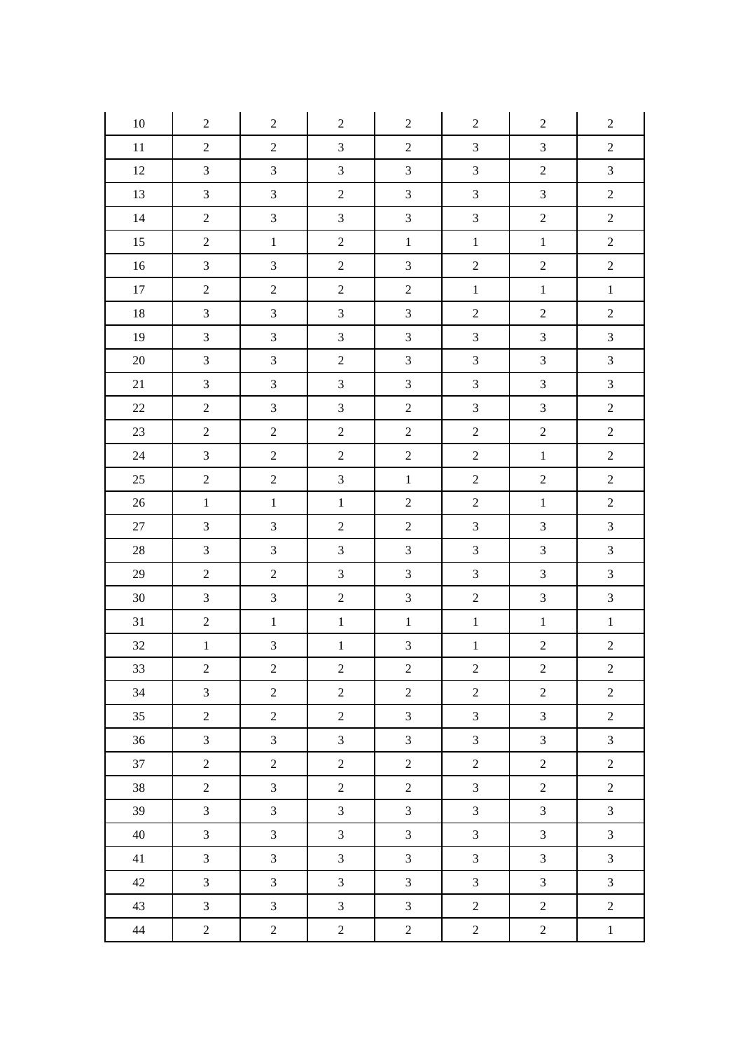| 10 | 2 | 2 | 2 | 2 | 2 | 2 | 2 |
|---|---|---|---|---|---|---|---|
| 11 | 2 | 2 | 3 | 2 | 3 | 3 | 2 |
| 12 | 3 | 3 | 3 | 3 | 3 | 2 | 3 |
| 13 | 3 | 3 | 2 | 3 | 3 | 3 | 2 |
| 14 | 2 | 3 | 3 | 3 | 3 | 2 | 2 |
| 15 | 2 | 1 | 2 | 1 | 1 | 1 | 2 |
| 16 | 3 | 3 | 2 | 3 | 2 | 2 | 2 |
| 17 | 2 | 2 | 2 | 2 | 1 | 1 | 1 |
| 18 | 3 | 3 | 3 | 3 | 2 | 2 | 2 |
| 19 | 3 | 3 | 3 | 3 | 3 | 3 | 3 |
| 20 | 3 | 3 | 2 | 3 | 3 | 3 | 3 |
| 21 | 3 | 3 | 3 | 3 | 3 | 3 | 3 |
| 22 | 2 | 3 | 3 | 2 | 3 | 3 | 2 |
| 23 | 2 | 2 | 2 | 2 | 2 | 2 | 2 |
| 24 | 3 | 2 | 2 | 2 | 2 | 1 | 2 |
| 25 | 2 | 2 | 3 | 1 | 2 | 2 | 2 |
| 26 | 1 | 1 | 1 | 2 | 2 | 1 | 2 |
| 27 | 3 | 3 | 2 | 2 | 3 | 3 | 3 |
| 28 | 3 | 3 | 3 | 3 | 3 | 3 | 3 |
| 29 | 2 | 2 | 3 | 3 | 3 | 3 | 3 |
| 30 | 3 | 3 | 2 | 3 | 2 | 3 | 3 |
| 31 | 2 | 1 | 1 | 1 | 1 | 1 | 1 |
| 32 | 1 | 3 | 1 | 3 | 1 | 2 | 2 |
| 33 | 2 | 2 | 2 | 2 | 2 | 2 | 2 |
| 34 | 3 | 2 | 2 | 2 | 2 | 2 | 2 |
| 35 | 2 | 2 | 2 | 3 | 3 | 3 | 2 |
| 36 | 3 | 3 | 3 | 3 | 3 | 3 | 3 |
| 37 | 2 | 2 | 2 | 2 | 2 | 2 | 2 |
| 38 | 2 | 3 | 2 | 2 | 3 | 2 | 2 |
| 39 | 3 | 3 | 3 | 3 | 3 | 3 | 3 |
| 40 | 3 | 3 | 3 | 3 | 3 | 3 | 3 |
| 41 | 3 | 3 | 3 | 3 | 3 | 3 | 3 |
| 42 | 3 | 3 | 3 | 3 | 3 | 3 | 3 |
| 43 | 3 | 3 | 3 | 3 | 2 | 2 | 2 |
| 44 | 2 | 2 | 2 | 2 | 2 | 2 | 1 |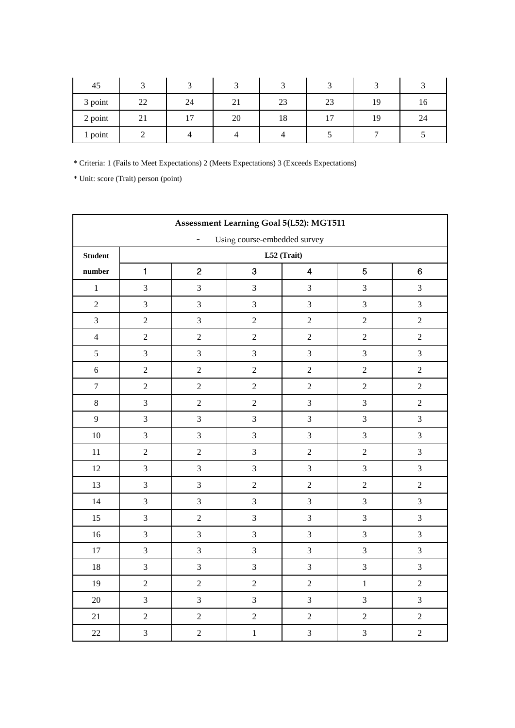| 45 | 3 | 3 | 3 | 3 | 3 | 3 | 3 |
|---|---|---|---|---|---|---|---|
| 3 point | 22 | 24 | 21 | 23 | 23 | 19 | 16 |
| 2 point | 21 | 17 | 20 | 18 | 17 | 19 | 24 |
| 1 point | 2 | 4 | 4 | 4 | 5 | 7 | 5 |

* Criteria: 1 (Fails to Meet Expectations) 2 (Meets Expectations) 3 (Exceeds Expectations)

* Unit: score (Trait) person (point)

| **Assessment Learning Goal 5(L52): MGT511** | | | | | | |
|---|---|---|---|---|---|---|
| - Using course-embedded survey | | | | | | |
| **Student number** | **L52 (Trait)** | | | | | |
| | 1 | 2 | 3 | 4 | 5 | 6 |
| 1 | 3 | 3 | 3 | 3 | 3 | 3 |
| 2 | 3 | 3 | 3 | 3 | 3 | 3 |
| 3 | 2 | 3 | 2 | 2 | 2 | 2 |
| 4 | 2 | 2 | 2 | 2 | 2 | 2 |
| 5 | 3 | 3 | 3 | 3 | 3 | 3 |
| 6 | 2 | 2 | 2 | 2 | 2 | 2 |
| 7 | 2 | 2 | 2 | 2 | 2 | 2 |
| 8 | 3 | 2 | 2 | 3 | 3 | 2 |
| 9 | 3 | 3 | 3 | 3 | 3 | 3 |
| 10 | 3 | 3 | 3 | 3 | 3 | 3 |
| 11 | 2 | 2 | 3 | 2 | 2 | 3 |
| 12 | 3 | 3 | 3 | 3 | 3 | 3 |
| 13 | 3 | 3 | 2 | 2 | 2 | 2 |
| 14 | 3 | 3 | 3 | 3 | 3 | 3 |
| 15 | 3 | 2 | 3 | 3 | 3 | 3 |
| 16 | 3 | 3 | 3 | 3 | 3 | 3 |
| 17 | 3 | 3 | 3 | 3 | 3 | 3 |
| 18 | 3 | 3 | 3 | 3 | 3 | 3 |
| 19 | 2 | 2 | 2 | 2 | 1 | 2 |
| 20 | 3 | 3 | 3 | 3 | 3 | 3 |
| 21 | 2 | 2 | 2 | 2 | 2 | 2 |
| 22 | 3 | 2 | 1 | 3 | 3 | 2 |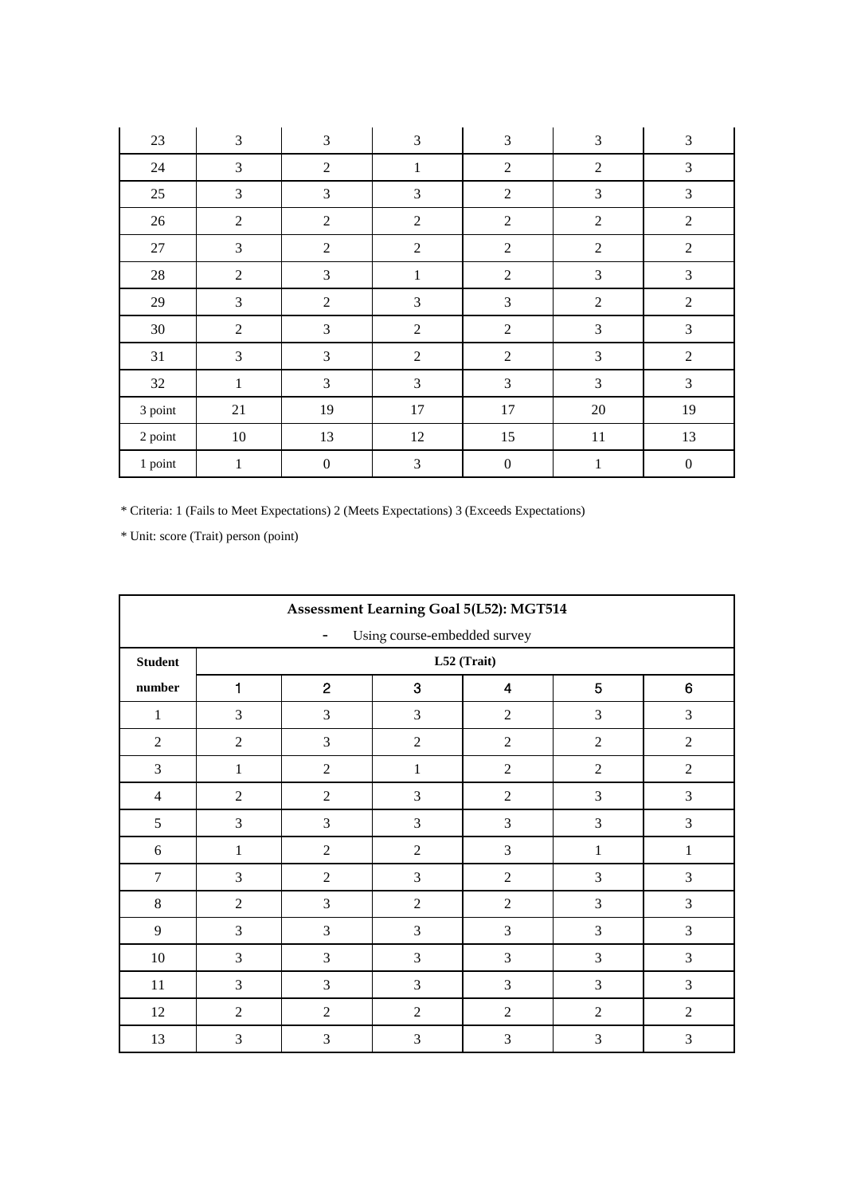| 23 | 3 | 3 | 3 | 3 | 3 | 3 |
|---|---|---|---|---|---|---|
| 24 | 3 | 2 | 1 | 2 | 2 | 3 |
| 25 | 3 | 3 | 3 | 2 | 3 | 3 |
| 26 | 2 | 2 | 2 | 2 | 2 | 2 |
| 27 | 3 | 2 | 2 | 2 | 2 | 2 |
| 28 | 2 | 3 | 1 | 2 | 3 | 3 |
| 29 | 3 | 2 | 3 | 3 | 2 | 2 |
| 30 | 2 | 3 | 2 | 2 | 3 | 3 |
| 31 | 3 | 3 | 2 | 2 | 3 | 2 |
| 32 | 1 | 3 | 3 | 3 | 3 | 3 |
| 3 point | 21 | 19 | 17 | 17 | 20 | 19 |
| 2 point | 10 | 13 | 12 | 15 | 11 | 13 |
| 1 point | 1 | 0 | 3 | 0 | 1 | 0 |

* Criteria: 1 (Fails to Meet Expectations) 2 (Meets Expectations) 3 (Exceeds Expectations)

* Unit: score (Trait) person (point)

| **Assessment Learning Goal 5(L52): MGT514** - Using course-embedded survey | | | | | | |
|---|---|---|---|---|---|---|
| **Student number** | **L52 (Trait)** | | | | | |
| | 1 | 2 | 3 | 4 | 5 | 6 |
| 1 | 3 | 3 | 3 | 2 | 3 | 3 |
| 2 | 2 | 3 | 2 | 2 | 2 | 2 |
| 3 | 1 | 2 | 1 | 2 | 2 | 2 |
| 4 | 2 | 2 | 3 | 2 | 3 | 3 |
| 5 | 3 | 3 | 3 | 3 | 3 | 3 |
| 6 | 1 | 2 | 2 | 3 | 1 | 1 |
| 7 | 3 | 2 | 3 | 2 | 3 | 3 |
| 8 | 2 | 3 | 2 | 2 | 3 | 3 |
| 9 | 3 | 3 | 3 | 3 | 3 | 3 |
| 10 | 3 | 3 | 3 | 3 | 3 | 3 |
| 11 | 3 | 3 | 3 | 3 | 3 | 3 |
| 12 | 2 | 2 | 2 | 2 | 2 | 2 |
| 13 | 3 | 3 | 3 | 3 | 3 | 3 |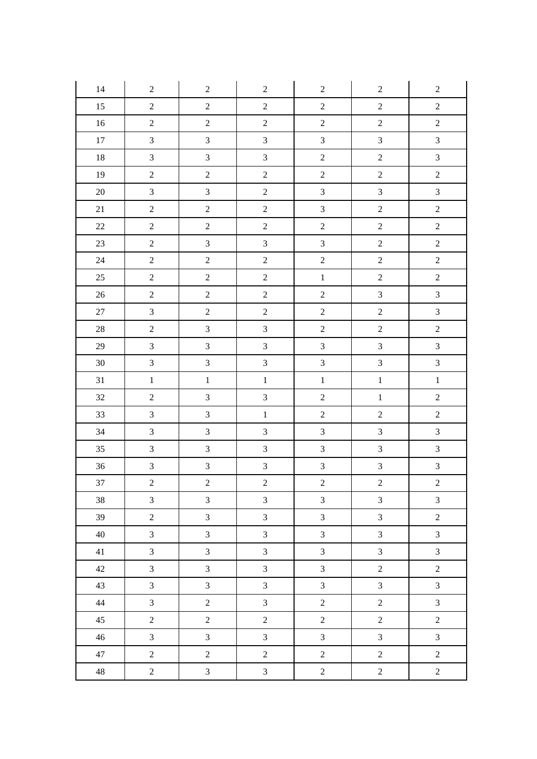| 14 | 2 | 2 | 2 | 2 | 2 | 2 |
|---|---|---|---|---|---|---|
| 15 | 2 | 2 | 2 | 2 | 2 | 2 |
| 16 | 2 | 2 | 2 | 2 | 2 | 2 |
| 17 | 3 | 3 | 3 | 3 | 3 | 3 |
| 18 | 3 | 3 | 3 | 2 | 2 | 3 |
| 19 | 2 | 2 | 2 | 2 | 2 | 2 |
| 20 | 3 | 3 | 2 | 3 | 3 | 3 |
| 21 | 2 | 2 | 2 | 3 | 2 | 2 |
| 22 | 2 | 2 | 2 | 2 | 2 | 2 |
| 23 | 2 | 3 | 3 | 3 | 2 | 2 |
| 24 | 2 | 2 | 2 | 2 | 2 | 2 |
| 25 | 2 | 2 | 2 | 1 | 2 | 2 |
| 26 | 2 | 2 | 2 | 2 | 3 | 3 |
| 27 | 3 | 2 | 2 | 2 | 2 | 3 |
| 28 | 2 | 3 | 3 | 2 | 2 | 2 |
| 29 | 3 | 3 | 3 | 3 | 3 | 3 |
| 30 | 3 | 3 | 3 | 3 | 3 | 3 |
| 31 | 1 | 1 | 1 | 1 | 1 | 1 |
| 32 | 2 | 3 | 3 | 2 | 1 | 2 |
| 33 | 3 | 3 | 1 | 2 | 2 | 2 |
| 34 | 3 | 3 | 3 | 3 | 3 | 3 |
| 35 | 3 | 3 | 3 | 3 | 3 | 3 |
| 36 | 3 | 3 | 3 | 3 | 3 | 3 |
| 37 | 2 | 2 | 2 | 2 | 2 | 2 |
| 38 | 3 | 3 | 3 | 3 | 3 | 3 |
| 39 | 2 | 3 | 3 | 3 | 3 | 2 |
| 40 | 3 | 3 | 3 | 3 | 3 | 3 |
| 41 | 3 | 3 | 3 | 3 | 3 | 3 |
| 42 | 3 | 3 | 3 | 3 | 2 | 2 |
| 43 | 3 | 3 | 3 | 3 | 3 | 3 |
| 44 | 3 | 2 | 3 | 2 | 2 | 3 |
| 45 | 2 | 2 | 2 | 2 | 2 | 2 |
| 46 | 3 | 3 | 3 | 3 | 3 | 3 |
| 47 | 2 | 2 | 2 | 2 | 2 | 2 |
| 48 | 2 | 3 | 3 | 2 | 2 | 2 |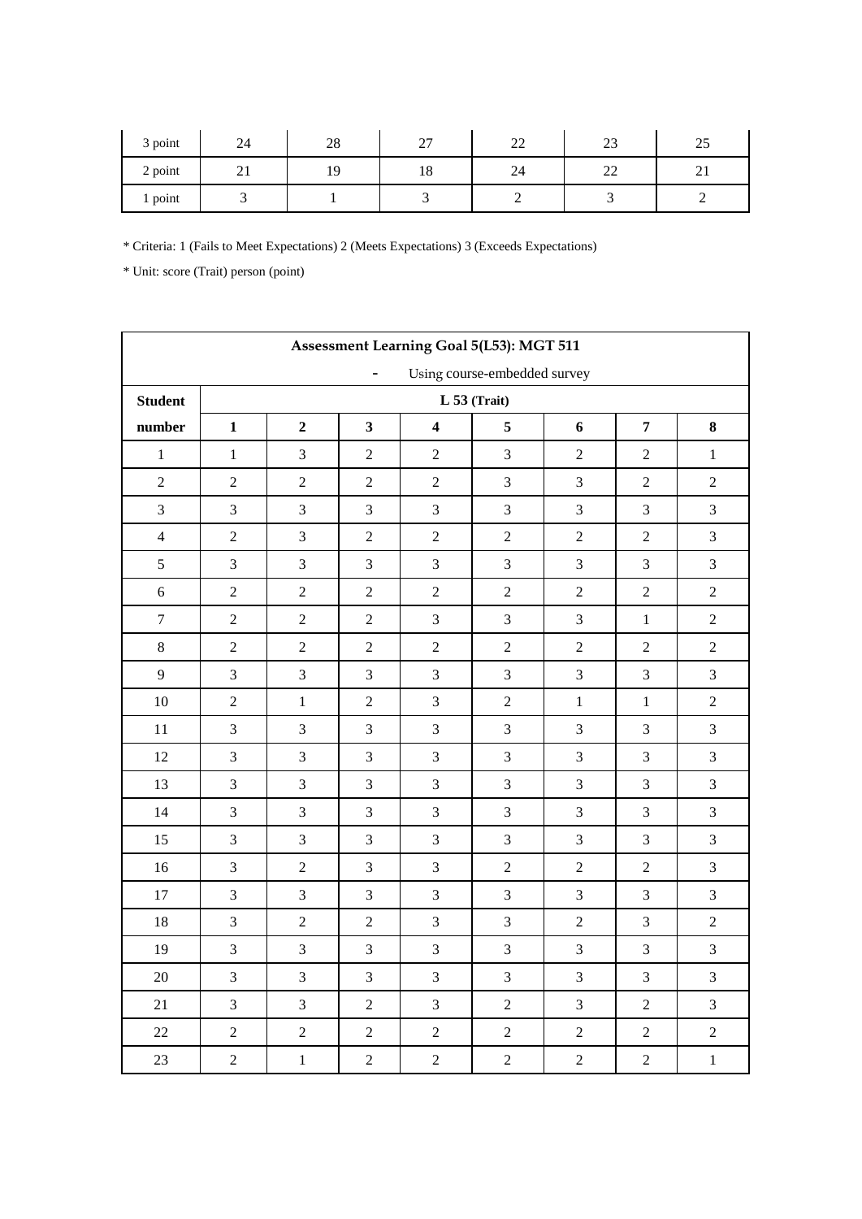| 3 point | 24 | 28 | 27 | 22 | 23 | 25 |
|---|---|---|---|---|---|---|
| 2 point | 21 | 19 | 18 | 24 | 22 | 21 |
| 1 point | 3 | 1 | 3 | 2 | 3 | 2 |

* Criteria: 1 (Fails to Meet Expectations) 2 (Meets Expectations) 3 (Exceeds Expectations)

* Unit: score (Trait) person (point)

**Assessment Learning Goal 5(L53): MGT 511**

- Using course-embedded survey

| Student number | L 53 (Trait) | | | | | | | |
|---|---|---|---|---|---|---|---|---|
| | **1** | **2** | **3** | **4** | **5** | **6** | **7** | **8** |
| 1 | 1 | 3 | 2 | 2 | 3 | 2 | 2 | 1 |
| 2 | 2 | 2 | 2 | 2 | 3 | 3 | 2 | 2 |
| 3 | 3 | 3 | 3 | 3 | 3 | 3 | 3 | 3 |
| 4 | 2 | 3 | 2 | 2 | 2 | 2 | 2 | 3 |
| 5 | 3 | 3 | 3 | 3 | 3 | 3 | 3 | 3 |
| 6 | 2 | 2 | 2 | 2 | 2 | 2 | 2 | 2 |
| 7 | 2 | 2 | 2 | 3 | 3 | 3 | 1 | 2 |
| 8 | 2 | 2 | 2 | 2 | 2 | 2 | 2 | 2 |
| 9 | 3 | 3 | 3 | 3 | 3 | 3 | 3 | 3 |
| 10 | 2 | 1 | 2 | 3 | 2 | 1 | 1 | 2 |
| 11 | 3 | 3 | 3 | 3 | 3 | 3 | 3 | 3 |
| 12 | 3 | 3 | 3 | 3 | 3 | 3 | 3 | 3 |
| 13 | 3 | 3 | 3 | 3 | 3 | 3 | 3 | 3 |
| 14 | 3 | 3 | 3 | 3 | 3 | 3 | 3 | 3 |
| 15 | 3 | 3 | 3 | 3 | 3 | 3 | 3 | 3 |
| 16 | 3 | 2 | 3 | 3 | 2 | 2 | 2 | 3 |
| 17 | 3 | 3 | 3 | 3 | 3 | 3 | 3 | 3 |
| 18 | 3 | 2 | 2 | 3 | 3 | 2 | 3 | 2 |
| 19 | 3 | 3 | 3 | 3 | 3 | 3 | 3 | 3 |
| 20 | 3 | 3 | 3 | 3 | 3 | 3 | 3 | 3 |
| 21 | 3 | 3 | 2 | 3 | 2 | 3 | 2 | 3 |
| 22 | 2 | 2 | 2 | 2 | 2 | 2 | 2 | 2 |
| 23 | 2 | 1 | 2 | 2 | 2 | 2 | 2 | 1 |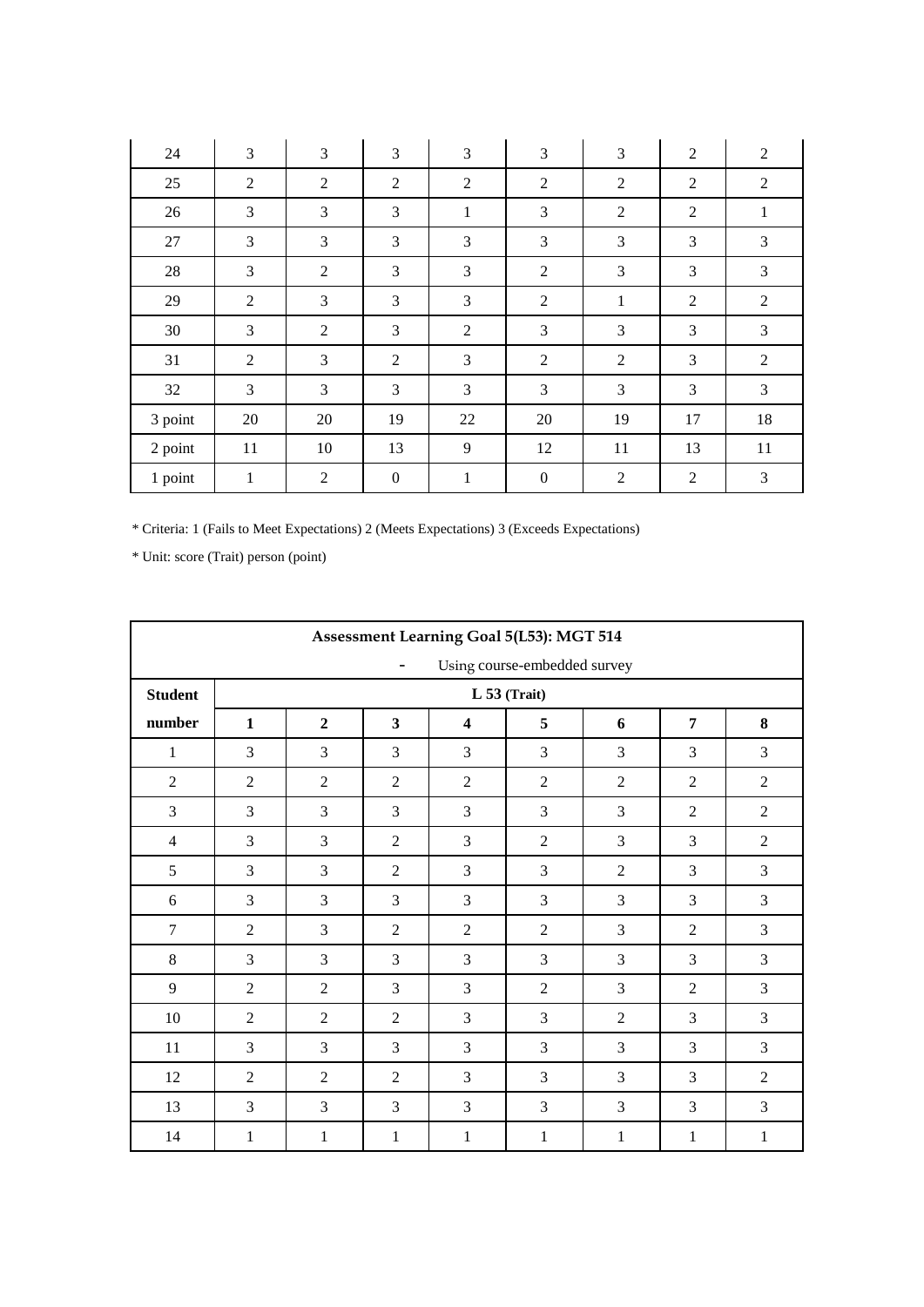| 24 | 3 | 3 | 3 | 3 | 3 | 3 | 2 | 2 |
|---|---|---|---|---|---|---|---|---|
| 25 | 2 | 2 | 2 | 2 | 2 | 2 | 2 | 2 |
| 26 | 3 | 3 | 3 | 1 | 3 | 2 | 2 | 1 |
| 27 | 3 | 3 | 3 | 3 | 3 | 3 | 3 | 3 |
| 28 | 3 | 2 | 3 | 3 | 2 | 3 | 3 | 3 |
| 29 | 2 | 3 | 3 | 3 | 2 | 1 | 2 | 2 |
| 30 | 3 | 2 | 3 | 2 | 3 | 3 | 3 | 3 |
| 31 | 2 | 3 | 2 | 3 | 2 | 2 | 3 | 2 |
| 32 | 3 | 3 | 3 | 3 | 3 | 3 | 3 | 3 |
| 3 point | 20 | 20 | 19 | 22 | 20 | 19 | 17 | 18 |
| 2 point | 11 | 10 | 13 | 9 | 12 | 11 | 13 | 11 |
| 1 point | 1 | 2 | 0 | 1 | 0 | 2 | 2 | 3 |

* Criteria: 1 (Fails to Meet Expectations) 2 (Meets Expectations) 3 (Exceeds Expectations)

* Unit: score (Trait) person (point)

**Assessment Learning Goal 5(L53): MGT 514**

- Using course-embedded survey

| Student | L 53 (Trait) | | | | | | | |
|---|---|---|---|---|---|---|---|---|
| number | 1 | 2 | 3 | 4 | 5 | 6 | 7 | 8 |
| 1 | 3 | 3 | 3 | 3 | 3 | 3 | 3 | 3 |
| 2 | 2 | 2 | 2 | 2 | 2 | 2 | 2 | 2 |
| 3 | 3 | 3 | 3 | 3 | 3 | 3 | 2 | 2 |
| 4 | 3 | 3 | 2 | 3 | 2 | 3 | 3 | 2 |
| 5 | 3 | 3 | 2 | 3 | 3 | 2 | 3 | 3 |
| 6 | 3 | 3 | 3 | 3 | 3 | 3 | 3 | 3 |
| 7 | 2 | 3 | 2 | 2 | 2 | 3 | 2 | 3 |
| 8 | 3 | 3 | 3 | 3 | 3 | 3 | 3 | 3 |
| 9 | 2 | 2 | 3 | 3 | 2 | 3 | 2 | 3 |
| 10 | 2 | 2 | 2 | 3 | 3 | 2 | 3 | 3 |
| 11 | 3 | 3 | 3 | 3 | 3 | 3 | 3 | 3 |
| 12 | 2 | 2 | 2 | 3 | 3 | 3 | 3 | 2 |
| 13 | 3 | 3 | 3 | 3 | 3 | 3 | 3 | 3 |
| 14 | 1 | 1 | 1 | 1 | 1 | 1 | 1 | 1 |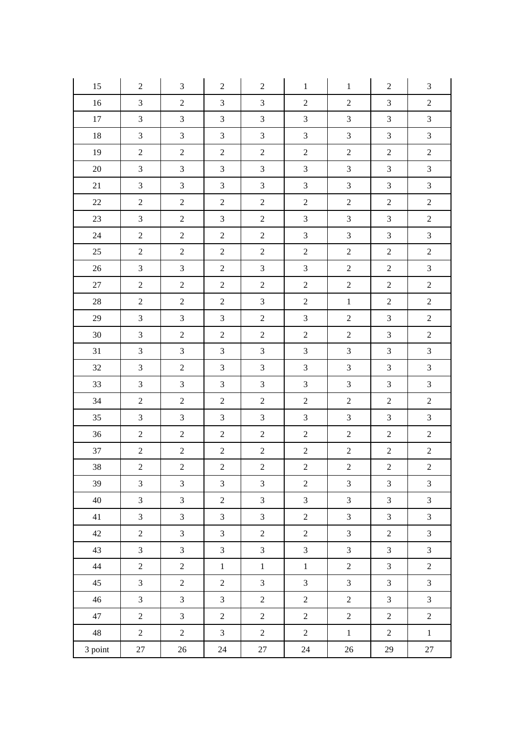| 15 | 2 | 3 | 2 | 2 | 1 | 1 | 2 | 3 |
|---|---|---|---|---|---|---|---|---|
| 16 | 3 | 2 | 3 | 3 | 2 | 2 | 3 | 2 |
| 17 | 3 | 3 | 3 | 3 | 3 | 3 | 3 | 3 |
| 18 | 3 | 3 | 3 | 3 | 3 | 3 | 3 | 3 |
| 19 | 2 | 2 | 2 | 2 | 2 | 2 | 2 | 2 |
| 20 | 3 | 3 | 3 | 3 | 3 | 3 | 3 | 3 |
| 21 | 3 | 3 | 3 | 3 | 3 | 3 | 3 | 3 |
| 22 | 2 | 2 | 2 | 2 | 2 | 2 | 2 | 2 |
| 23 | 3 | 2 | 3 | 2 | 3 | 3 | 3 | 2 |
| 24 | 2 | 2 | 2 | 2 | 3 | 3 | 3 | 3 |
| 25 | 2 | 2 | 2 | 2 | 2 | 2 | 2 | 2 |
| 26 | 3 | 3 | 2 | 3 | 3 | 2 | 2 | 3 |
| 27 | 2 | 2 | 2 | 2 | 2 | 2 | 2 | 2 |
| 28 | 2 | 2 | 2 | 3 | 2 | 1 | 2 | 2 |
| 29 | 3 | 3 | 3 | 2 | 3 | 2 | 3 | 2 |
| 30 | 3 | 2 | 2 | 2 | 2 | 2 | 3 | 2 |
| 31 | 3 | 3 | 3 | 3 | 3 | 3 | 3 | 3 |
| 32 | 3 | 2 | 3 | 3 | 3 | 3 | 3 | 3 |
| 33 | 3 | 3 | 3 | 3 | 3 | 3 | 3 | 3 |
| 34 | 2 | 2 | 2 | 2 | 2 | 2 | 2 | 2 |
| 35 | 3 | 3 | 3 | 3 | 3 | 3 | 3 | 3 |
| 36 | 2 | 2 | 2 | 2 | 2 | 2 | 2 | 2 |
| 37 | 2 | 2 | 2 | 2 | 2 | 2 | 2 | 2 |
| 38 | 2 | 2 | 2 | 2 | 2 | 2 | 2 | 2 |
| 39 | 3 | 3 | 3 | 3 | 2 | 3 | 3 | 3 |
| 40 | 3 | 3 | 2 | 3 | 3 | 3 | 3 | 3 |
| 41 | 3 | 3 | 3 | 3 | 2 | 3 | 3 | 3 |
| 42 | 2 | 3 | 3 | 2 | 2 | 3 | 2 | 3 |
| 43 | 3 | 3 | 3 | 3 | 3 | 3 | 3 | 3 |
| 44 | 2 | 2 | 1 | 1 | 1 | 2 | 3 | 2 |
| 45 | 3 | 2 | 2 | 3 | 3 | 3 | 3 | 3 |
| 46 | 3 | 3 | 3 | 2 | 2 | 2 | 3 | 3 |
| 47 | 2 | 3 | 2 | 2 | 2 | 2 | 2 | 2 |
| 48 | 2 | 2 | 3 | 2 | 2 | 1 | 2 | 1 |
| 3 point | 27 | 26 | 24 | 27 | 24 | 26 | 29 | 27 |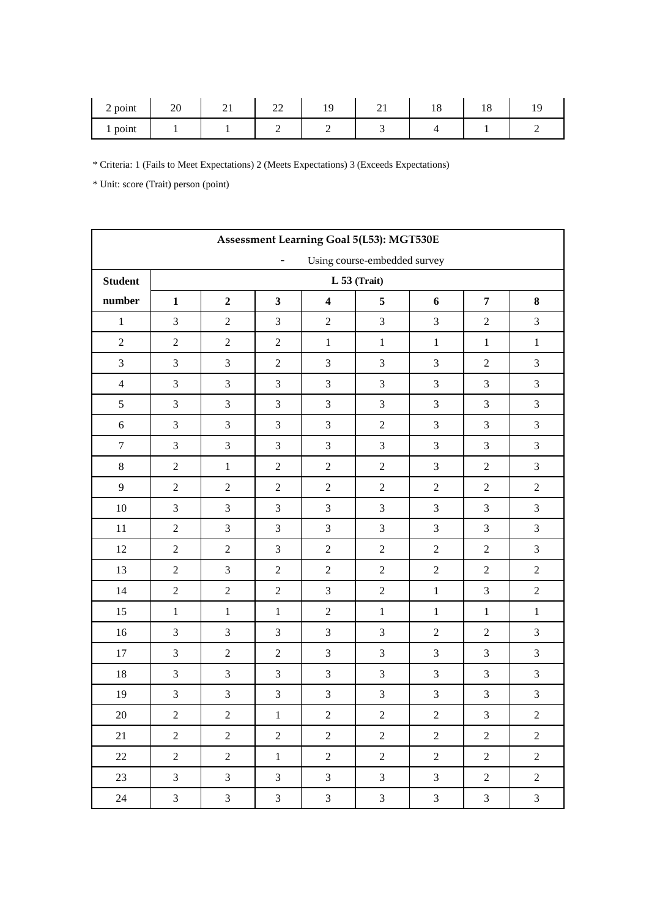| 2 point | 20 | 21 | 22 | 19 | 21 | 18 | 18 | 19 |
|---|---|---|---|---|---|---|---|---|
| 1 point | 1 | 1 | 2 | 2 | 3 | 4 | 1 | 2 |

* Criteria: 1 (Fails to Meet Expectations) 2 (Meets Expectations) 3 (Exceeds Expectations)

* Unit: score (Trait) person (point)

| Assessment Learning Goal 5(L53): MGT530E - Using course-embedded survey | | | | | | | | |
|---|---|---|---|---|---|---|---|---|
| **Student** | **L 53 (Trait)** | | | | | | | |
| **number** | **1** | **2** | **3** | **4** | **5** | **6** | **7** | **8** |
| 1 | 3 | 2 | 3 | 2 | 3 | 3 | 2 | 3 |
| 2 | 2 | 2 | 2 | 1 | 1 | 1 | 1 | 1 |
| 3 | 3 | 3 | 2 | 3 | 3 | 3 | 2 | 3 |
| 4 | 3 | 3 | 3 | 3 | 3 | 3 | 3 | 3 |
| 5 | 3 | 3 | 3 | 3 | 3 | 3 | 3 | 3 |
| 6 | 3 | 3 | 3 | 3 | 2 | 3 | 3 | 3 |
| 7 | 3 | 3 | 3 | 3 | 3 | 3 | 3 | 3 |
| 8 | 2 | 1 | 2 | 2 | 2 | 3 | 2 | 3 |
| 9 | 2 | 2 | 2 | 2 | 2 | 2 | 2 | 2 |
| 10 | 3 | 3 | 3 | 3 | 3 | 3 | 3 | 3 |
| 11 | 2 | 3 | 3 | 3 | 3 | 3 | 3 | 3 |
| 12 | 2 | 2 | 3 | 2 | 2 | 2 | 2 | 3 |
| 13 | 2 | 3 | 2 | 2 | 2 | 2 | 2 | 2 |
| 14 | 2 | 2 | 2 | 3 | 2 | 1 | 3 | 2 |
| 15 | 1 | 1 | 1 | 2 | 1 | 1 | 1 | 1 |
| 16 | 3 | 3 | 3 | 3 | 3 | 2 | 2 | 3 |
| 17 | 3 | 2 | 2 | 3 | 3 | 3 | 3 | 3 |
| 18 | 3 | 3 | 3 | 3 | 3 | 3 | 3 | 3 |
| 19 | 3 | 3 | 3 | 3 | 3 | 3 | 3 | 3 |
| 20 | 2 | 2 | 1 | 2 | 2 | 2 | 3 | 2 |
| 21 | 2 | 2 | 2 | 2 | 2 | 2 | 2 | 2 |
| 22 | 2 | 2 | 1 | 2 | 2 | 2 | 2 | 2 |
| 23 | 3 | 3 | 3 | 3 | 3 | 3 | 2 | 2 |
| 24 | 3 | 3 | 3 | 3 | 3 | 3 | 3 | 3 |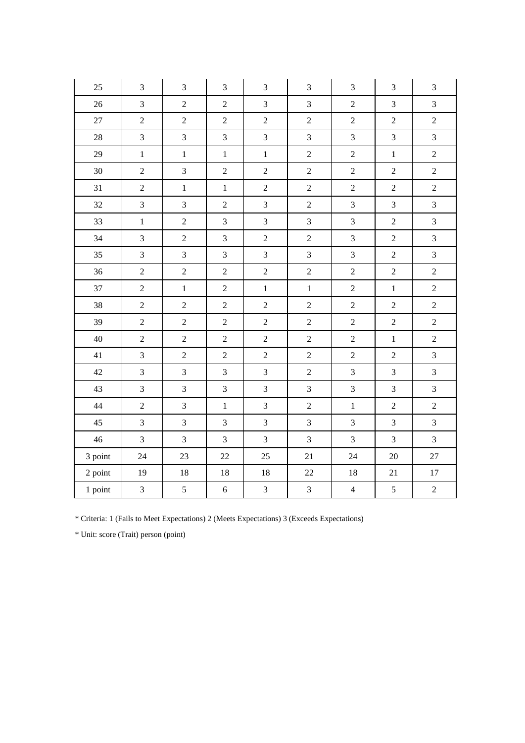| | | | | | | | | |
|---|---|---|---|---|---|---|---|---|
| 25 | 3 | 3 | 3 | 3 | 3 | 3 | 3 | 3 |
| 26 | 3 | 2 | 2 | 3 | 3 | 2 | 3 | 3 |
| 27 | 2 | 2 | 2 | 2 | 2 | 2 | 2 | 2 |
| 28 | 3 | 3 | 3 | 3 | 3 | 3 | 3 | 3 |
| 29 | 1 | 1 | 1 | 1 | 2 | 2 | 1 | 2 |
| 30 | 2 | 3 | 2 | 2 | 2 | 2 | 2 | 2 |
| 31 | 2 | 1 | 1 | 2 | 2 | 2 | 2 | 2 |
| 32 | 3 | 3 | 2 | 3 | 2 | 3 | 3 | 3 |
| 33 | 1 | 2 | 3 | 3 | 3 | 3 | 2 | 3 |
| 34 | 3 | 2 | 3 | 2 | 2 | 3 | 2 | 3 |
| 35 | 3 | 3 | 3 | 3 | 3 | 3 | 2 | 3 |
| 36 | 2 | 2 | 2 | 2 | 2 | 2 | 2 | 2 |
| 37 | 2 | 1 | 2 | 1 | 1 | 2 | 1 | 2 |
| 38 | 2 | 2 | 2 | 2 | 2 | 2 | 2 | 2 |
| 39 | 2 | 2 | 2 | 2 | 2 | 2 | 2 | 2 |
| 40 | 2 | 2 | 2 | 2 | 2 | 2 | 1 | 2 |
| 41 | 3 | 2 | 2 | 2 | 2 | 2 | 2 | 3 |
| 42 | 3 | 3 | 3 | 3 | 2 | 3 | 3 | 3 |
| 43 | 3 | 3 | 3 | 3 | 3 | 3 | 3 | 3 |
| 44 | 2 | 3 | 1 | 3 | 2 | 1 | 2 | 2 |
| 45 | 3 | 3 | 3 | 3 | 3 | 3 | 3 | 3 |
| 46 | 3 | 3 | 3 | 3 | 3 | 3 | 3 | 3 |
| 3 point | 24 | 23 | 22 | 25 | 21 | 24 | 20 | 27 |
| 2 point | 19 | 18 | 18 | 18 | 22 | 18 | 21 | 17 |
| 1 point | 3 | 5 | 6 | 3 | 3 | 4 | 5 | 2 |

* Criteria: 1 (Fails to Meet Expectations) 2 (Meets Expectations) 3 (Exceeds Expectations)

* Unit: score (Trait) person (point)